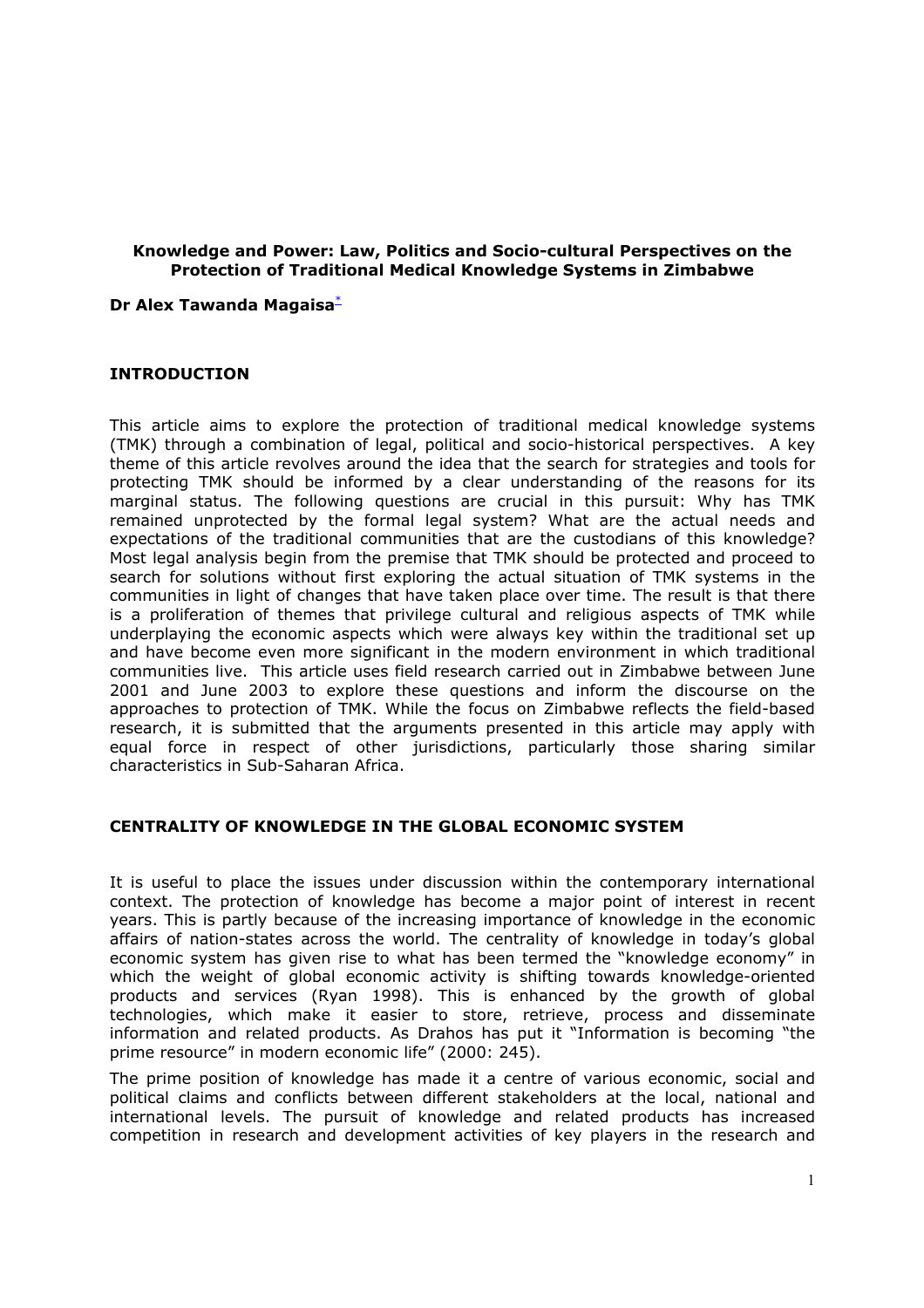# Knowledge and Power: Law, Politics and Socio-cultural Perspectives on the Protection of Traditional Medical Knowledge Systems in Zimbabwe

**Dr Alex Tawanda Magaisa**[*]

## INTRODUCTION

This article aims to explore the protection of traditional medical knowledge systems (TMK) through a combination of legal, political and socio-historical perspectives. A key theme of this article revolves around the idea that the search for strategies and tools for protecting TMK should be informed by a clear understanding of the reasons for its marginal status. The following questions are crucial in this pursuit: Why has TMK remained unprotected by the formal legal system? What are the actual needs and expectations of the traditional communities that are the custodians of this knowledge? Most legal analysis begin from the premise that TMK should be protected and proceed to search for solutions without first exploring the actual situation of TMK systems in the communities in light of changes that have taken place over time. The result is that there is a proliferation of themes that privilege cultural and religious aspects of TMK while underplaying the economic aspects which were always key within the traditional set up and have become even more significant in the modern environment in which traditional communities live. This article uses field research carried out in Zimbabwe between June 2001 and June 2003 to explore these questions and inform the discourse on the approaches to protection of TMK. While the focus on Zimbabwe reflects the field-based research, it is submitted that the arguments presented in this article may apply with equal force in respect of other jurisdictions, particularly those sharing similar characteristics in Sub-Saharan Africa.

## CENTRALITY OF KNOWLEDGE IN THE GLOBAL ECONOMIC SYSTEM

It is useful to place the issues under discussion within the contemporary international context. The protection of knowledge has become a major point of interest in recent years. This is partly because of the increasing importance of knowledge in the economic affairs of nation-states across the world. The centrality of knowledge in today's global economic system has given rise to what has been termed the "knowledge economy" in which the weight of global economic activity is shifting towards knowledge-oriented products and services (Ryan 1998). This is enhanced by the growth of global technologies, which make it easier to store, retrieve, process and disseminate information and related products. As Drahos has put it "Information is becoming "the prime resource" in modern economic life" (2000: 245).

The prime position of knowledge has made it a centre of various economic, social and political claims and conflicts between different stakeholders at the local, national and international levels. The pursuit of knowledge and related products has increased competition in research and development activities of key players in the research and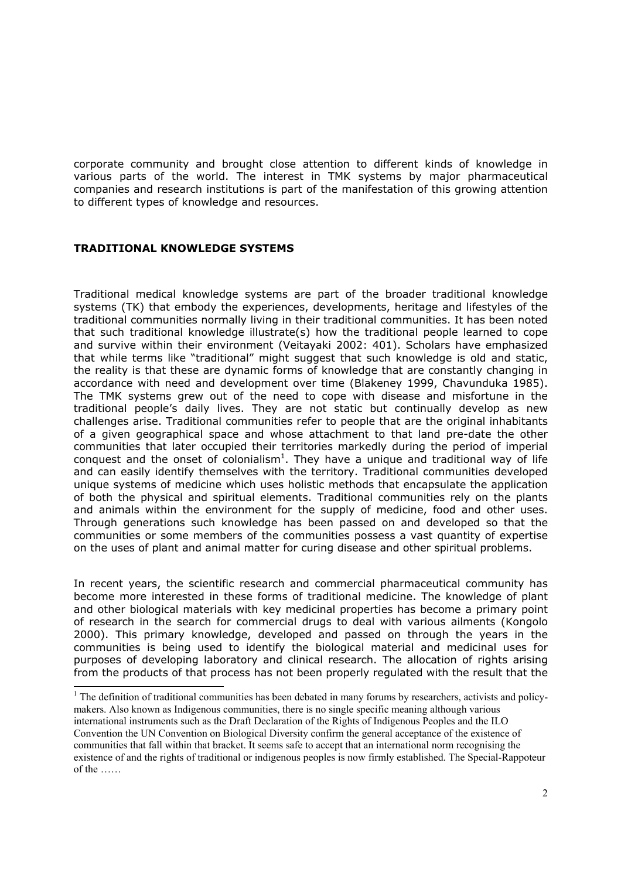corporate community and brought close attention to different kinds of knowledge in various parts of the world. The interest in TMK systems by major pharmaceutical companies and research institutions is part of the manifestation of this growing attention to different types of knowledge and resources.

## TRADITIONAL KNOWLEDGE SYSTEMS

Traditional medical knowledge systems are part of the broader traditional knowledge systems (TK) that embody the experiences, developments, heritage and lifestyles of the traditional communities normally living in their traditional communities. It has been noted that such traditional knowledge illustrate(s) how the traditional people learned to cope and survive within their environment (Veitayaki 2002: 401). Scholars have emphasized that while terms like "traditional" might suggest that such knowledge is old and static, the reality is that these are dynamic forms of knowledge that are constantly changing in accordance with need and development over time (Blakeney 1999, Chavunduka 1985). The TMK systems grew out of the need to cope with disease and misfortune in the traditional people's daily lives. They are not static but continually develop as new challenges arise. Traditional communities refer to people that are the original inhabitants of a given geographical space and whose attachment to that land pre-date the other communities that later occupied their territories markedly during the period of imperial conquest and the onset of colonialism[1]. They have a unique and traditional way of life and can easily identify themselves with the territory. Traditional communities developed unique systems of medicine which uses holistic methods that encapsulate the application of both the physical and spiritual elements. Traditional communities rely on the plants and animals within the environment for the supply of medicine, food and other uses. Through generations such knowledge has been passed on and developed so that the communities or some members of the communities possess a vast quantity of expertise on the uses of plant and animal matter for curing disease and other spiritual problems.

In recent years, the scientific research and commercial pharmaceutical community has become more interested in these forms of traditional medicine. The knowledge of plant and other biological materials with key medicinal properties has become a primary point of research in the search for commercial drugs to deal with various ailments (Kongolo 2000). This primary knowledge, developed and passed on through the years in the communities is being used to identify the biological material and medicinal uses for purposes of developing laboratory and clinical research. The allocation of rights arising from the products of that process has not been properly regulated with the result that the

[1] The definition of traditional communities has been debated in many forums by researchers, activists and policy-makers. Also known as Indigenous communities, there is no single specific meaning although various international instruments such as the Draft Declaration of the Rights of Indigenous Peoples and the ILO Convention the UN Convention on Biological Diversity confirm the general acceptance of the existence of communities that fall within that bracket. It seems safe to accept that an international norm recognising the existence of and the rights of traditional or indigenous peoples is now firmly established. The Special-Rapporteur of the ……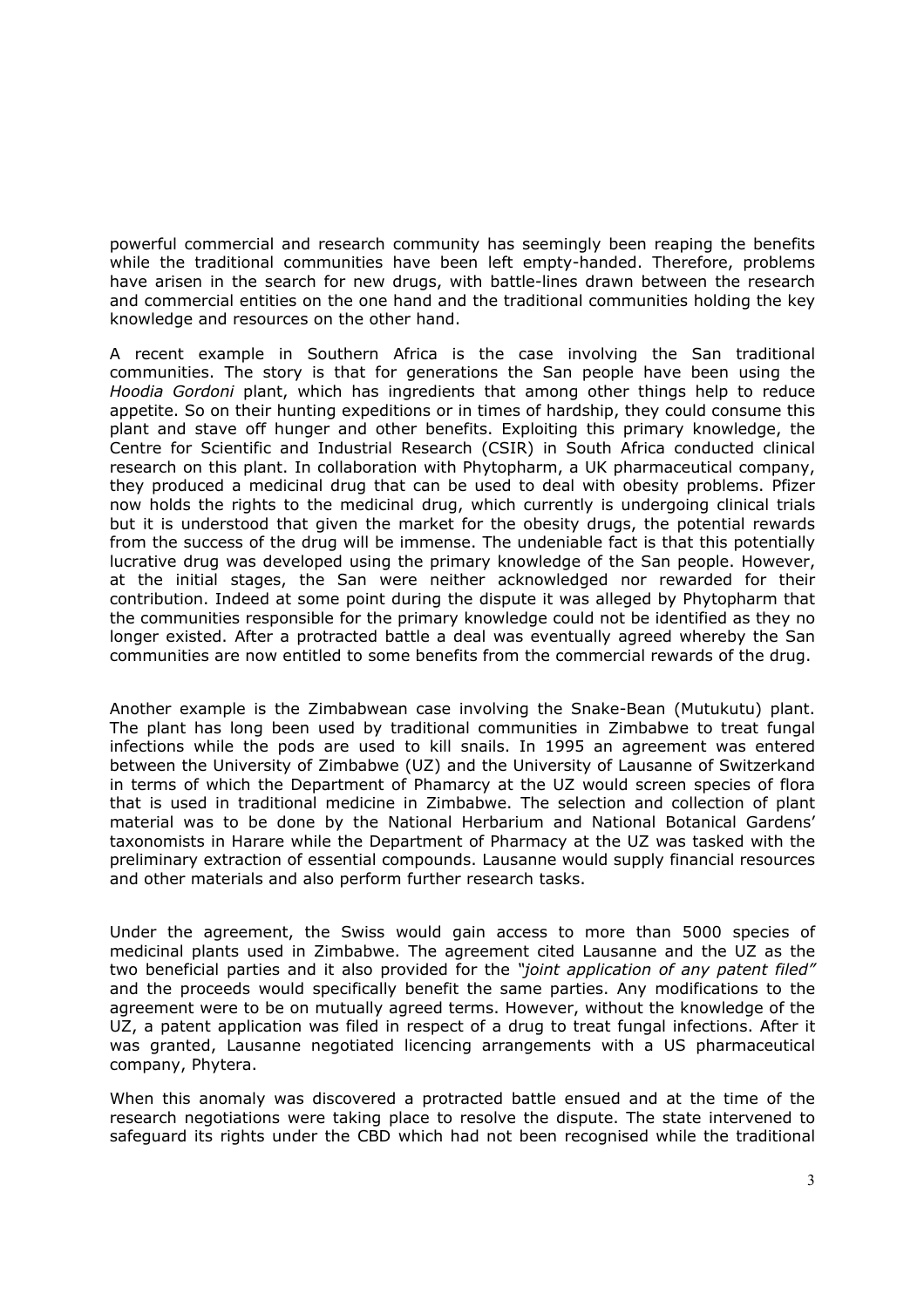powerful commercial and research community has seemingly been reaping the benefits while the traditional communities have been left empty-handed. Therefore, problems have arisen in the search for new drugs, with battle-lines drawn between the research and commercial entities on the one hand and the traditional communities holding the key knowledge and resources on the other hand.

A recent example in Southern Africa is the case involving the San traditional communities. The story is that for generations the San people have been using the *Hoodia Gordoni* plant, which has ingredients that among other things help to reduce appetite. So on their hunting expeditions or in times of hardship, they could consume this plant and stave off hunger and other benefits. Exploiting this primary knowledge, the Centre for Scientific and Industrial Research (CSIR) in South Africa conducted clinical research on this plant. In collaboration with Phytopharm, a UK pharmaceutical company, they produced a medicinal drug that can be used to deal with obesity problems. Pfizer now holds the rights to the medicinal drug, which currently is undergoing clinical trials but it is understood that given the market for the obesity drugs, the potential rewards from the success of the drug will be immense. The undeniable fact is that this potentially lucrative drug was developed using the primary knowledge of the San people. However, at the initial stages, the San were neither acknowledged nor rewarded for their contribution. Indeed at some point during the dispute it was alleged by Phytopharm that the communities responsible for the primary knowledge could not be identified as they no longer existed. After a protracted battle a deal was eventually agreed whereby the San communities are now entitled to some benefits from the commercial rewards of the drug.

Another example is the Zimbabwean case involving the Snake-Bean (Mutukutu) plant. The plant has long been used by traditional communities in Zimbabwe to treat fungal infections while the pods are used to kill snails. In 1995 an agreement was entered between the University of Zimbabwe (UZ) and the University of Lausanne of Switzerkand in terms of which the Department of Phamarcy at the UZ would screen species of flora that is used in traditional medicine in Zimbabwe. The selection and collection of plant material was to be done by the National Herbarium and National Botanical Gardens' taxonomists in Harare while the Department of Pharmacy at the UZ was tasked with the preliminary extraction of essential compounds. Lausanne would supply financial resources and other materials and also perform further research tasks.

Under the agreement, the Swiss would gain access to more than 5000 species of medicinal plants used in Zimbabwe. The agreement cited Lausanne and the UZ as the two beneficial parties and it also provided for the *"joint application of any patent filed"* and the proceeds would specifically benefit the same parties. Any modifications to the agreement were to be on mutually agreed terms. However, without the knowledge of the UZ, a patent application was filed in respect of a drug to treat fungal infections. After it was granted, Lausanne negotiated licencing arrangements with a US pharmaceutical company, Phytera.

When this anomaly was discovered a protracted battle ensued and at the time of the research negotiations were taking place to resolve the dispute. The state intervened to safeguard its rights under the CBD which had not been recognised while the traditional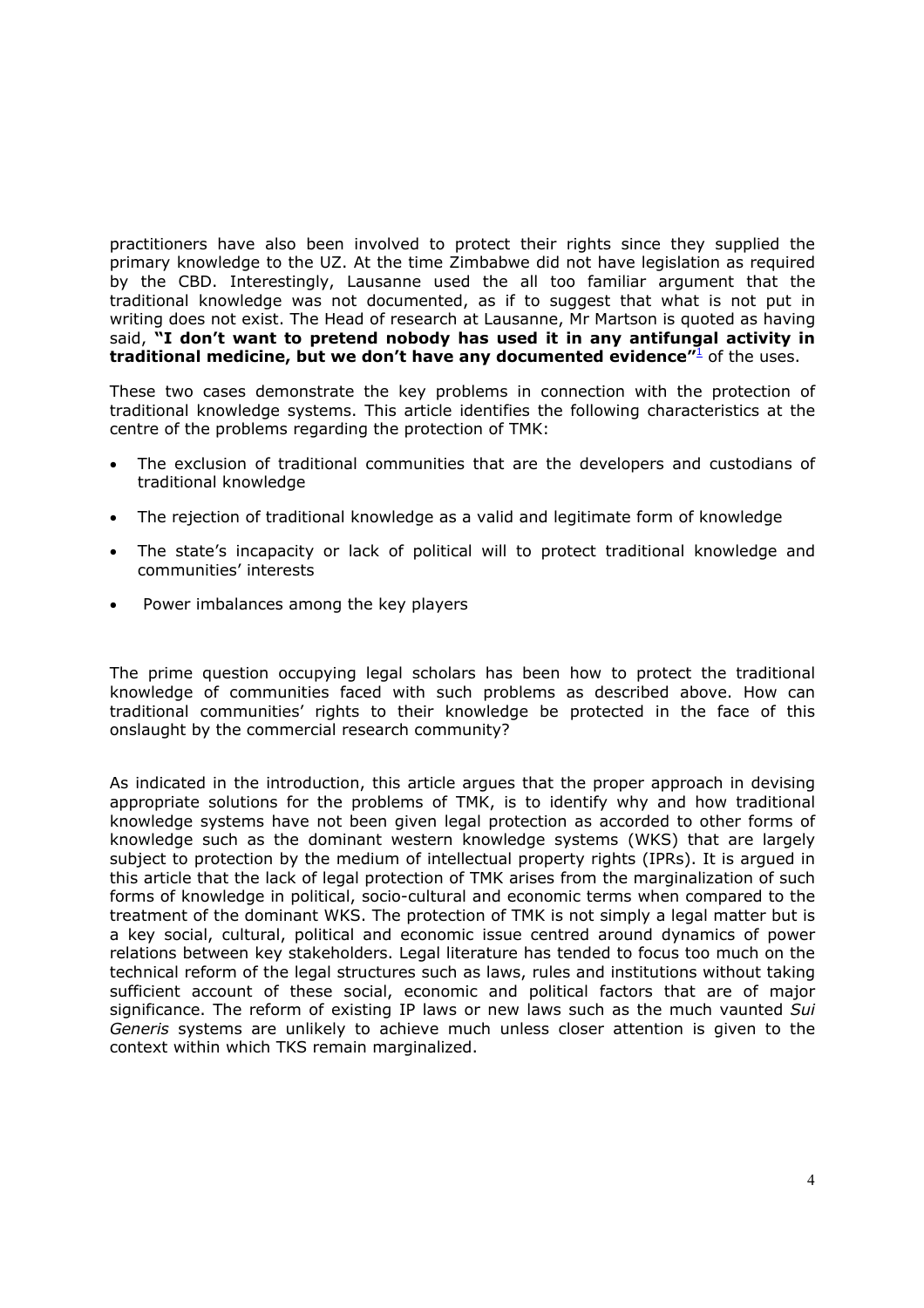practitioners have also been involved to protect their rights since they supplied the primary knowledge to the UZ. At the time Zimbabwe did not have legislation as required by the CBD. Interestingly, Lausanne used the all too familiar argument that the traditional knowledge was not documented, as if to suggest that what is not put in writing does not exist. The Head of research at Lausanne, Mr Martson is quoted as having said, **"I don't want to pretend nobody has used it in any antifungal activity in traditional medicine, but we don't have any documented evidence"**[1] of the uses.

These two cases demonstrate the key problems in connection with the protection of traditional knowledge systems. This article identifies the following characteristics at the centre of the problems regarding the protection of TMK:

- The exclusion of traditional communities that are the developers and custodians of traditional knowledge
- The rejection of traditional knowledge as a valid and legitimate form of knowledge
- The state's incapacity or lack of political will to protect traditional knowledge and communities' interests
- Power imbalances among the key players

The prime question occupying legal scholars has been how to protect the traditional knowledge of communities faced with such problems as described above. How can traditional communities' rights to their knowledge be protected in the face of this onslaught by the commercial research community?

As indicated in the introduction, this article argues that the proper approach in devising appropriate solutions for the problems of TMK, is to identify why and how traditional knowledge systems have not been given legal protection as accorded to other forms of knowledge such as the dominant western knowledge systems (WKS) that are largely subject to protection by the medium of intellectual property rights (IPRs). It is argued in this article that the lack of legal protection of TMK arises from the marginalization of such forms of knowledge in political, socio-cultural and economic terms when compared to the treatment of the dominant WKS. The protection of TMK is not simply a legal matter but is a key social, cultural, political and economic issue centred around dynamics of power relations between key stakeholders. Legal literature has tended to focus too much on the technical reform of the legal structures such as laws, rules and institutions without taking sufficient account of these social, economic and political factors that are of major significance. The reform of existing IP laws or new laws such as the much vaunted *Sui Generis* systems are unlikely to achieve much unless closer attention is given to the context within which TKS remain marginalized.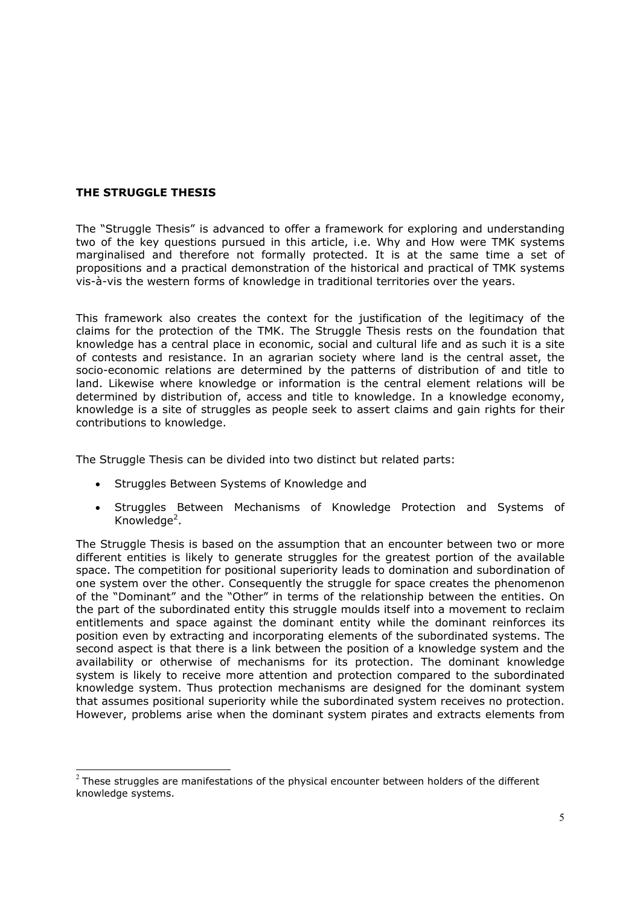## THE STRUGGLE THESIS

The "Struggle Thesis" is advanced to offer a framework for exploring and understanding two of the key questions pursued in this article, i.e. Why and How were TMK systems marginalised and therefore not formally protected. It is at the same time a set of propositions and a practical demonstration of the historical and practical of TMK systems vis-à-vis the western forms of knowledge in traditional territories over the years.

This framework also creates the context for the justification of the legitimacy of the claims for the protection of the TMK. The Struggle Thesis rests on the foundation that knowledge has a central place in economic, social and cultural life and as such it is a site of contests and resistance. In an agrarian society where land is the central asset, the socio-economic relations are determined by the patterns of distribution of and title to land. Likewise where knowledge or information is the central element relations will be determined by distribution of, access and title to knowledge. In a knowledge economy, knowledge is a site of struggles as people seek to assert claims and gain rights for their contributions to knowledge.

The Struggle Thesis can be divided into two distinct but related parts:

- Struggles Between Systems of Knowledge and
- Struggles Between Mechanisms of Knowledge Protection and Systems of Knowledge[2].

The Struggle Thesis is based on the assumption that an encounter between two or more different entities is likely to generate struggles for the greatest portion of the available space. The competition for positional superiority leads to domination and subordination of one system over the other. Consequently the struggle for space creates the phenomenon of the "Dominant" and the "Other" in terms of the relationship between the entities. On the part of the subordinated entity this struggle moulds itself into a movement to reclaim entitlements and space against the dominant entity while the dominant reinforces its position even by extracting and incorporating elements of the subordinated systems. The second aspect is that there is a link between the position of a knowledge system and the availability or otherwise of mechanisms for its protection. The dominant knowledge system is likely to receive more attention and protection compared to the subordinated knowledge system. Thus protection mechanisms are designed for the dominant system that assumes positional superiority while the subordinated system receives no protection. However, problems arise when the dominant system pirates and extracts elements from

[2] These struggles are manifestations of the physical encounter between holders of the different knowledge systems.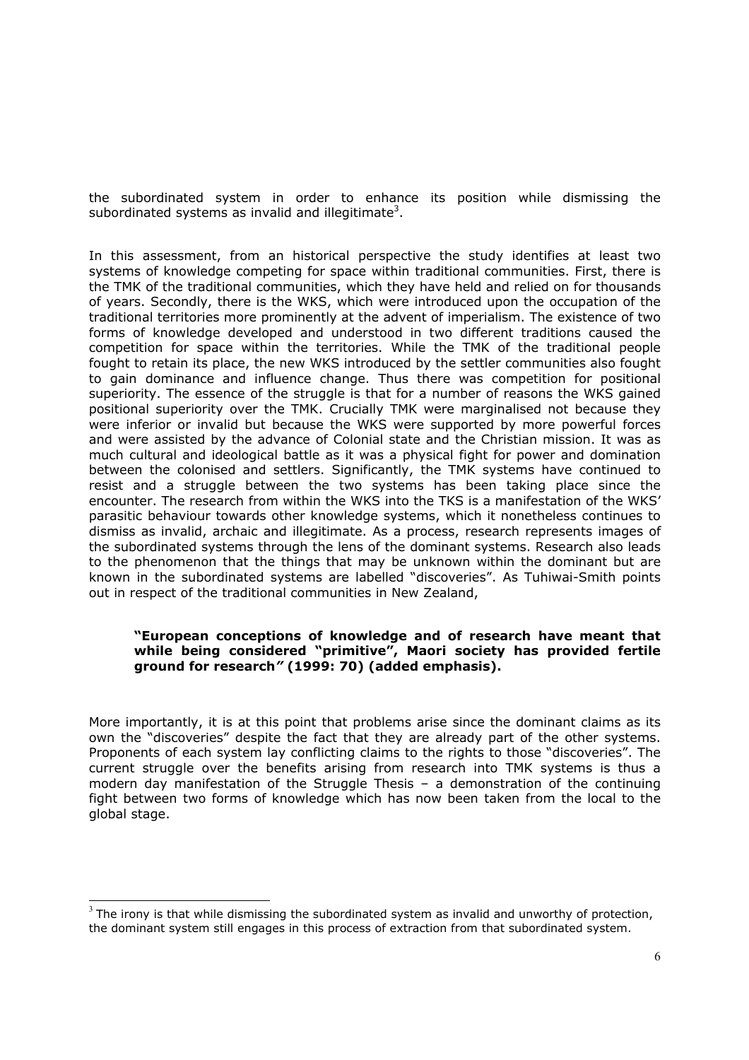the subordinated system in order to enhance its position while dismissing the subordinated systems as invalid and illegitimate[3].

In this assessment, from an historical perspective the study identifies at least two systems of knowledge competing for space within traditional communities. First, there is the TMK of the traditional communities, which they have held and relied on for thousands of years. Secondly, there is the WKS, which were introduced upon the occupation of the traditional territories more prominently at the advent of imperialism. The existence of two forms of knowledge developed and understood in two different traditions caused the competition for space within the territories. While the TMK of the traditional people fought to retain its place, the new WKS introduced by the settler communities also fought to gain dominance and influence change. Thus there was competition for positional superiority. The essence of the struggle is that for a number of reasons the WKS gained positional superiority over the TMK. Crucially TMK were marginalised not because they were inferior or invalid but because the WKS were supported by more powerful forces and were assisted by the advance of Colonial state and the Christian mission. It was as much cultural and ideological battle as it was a physical fight for power and domination between the colonised and settlers. Significantly, the TMK systems have continued to resist and a struggle between the two systems has been taking place since the encounter. The research from within the WKS into the TKS is a manifestation of the WKS' parasitic behaviour towards other knowledge systems, which it nonetheless continues to dismiss as invalid, archaic and illegitimate. As a process, research represents images of the subordinated systems through the lens of the dominant systems. Research also leads to the phenomenon that the things that may be unknown within the dominant but are known in the subordinated systems are labelled "discoveries". As Tuhiwai-Smith points out in respect of the traditional communities in New Zealand,

> **"European conceptions of knowledge and of research have meant that while being considered "primitive", Maori society has provided fertile ground for research" (1999: 70) (added emphasis).**

More importantly, it is at this point that problems arise since the dominant claims as its own the "discoveries" despite the fact that they are already part of the other systems. Proponents of each system lay conflicting claims to the rights to those "discoveries". The current struggle over the benefits arising from research into TMK systems is thus a modern day manifestation of the Struggle Thesis – a demonstration of the continuing fight between two forms of knowledge which has now been taken from the local to the global stage.

---

[3] The irony is that while dismissing the subordinated system as invalid and unworthy of protection, the dominant system still engages in this process of extraction from that subordinated system.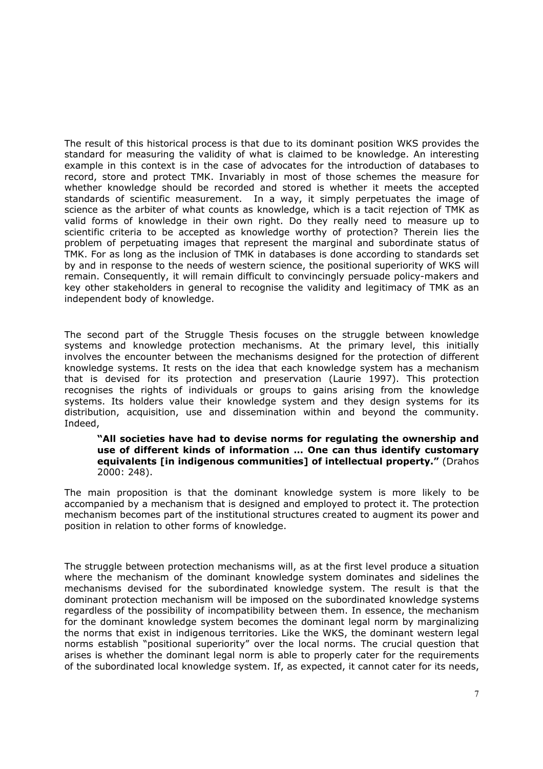The result of this historical process is that due to its dominant position WKS provides the standard for measuring the validity of what is claimed to be knowledge. An interesting example in this context is in the case of advocates for the introduction of databases to record, store and protect TMK. Invariably in most of those schemes the measure for whether knowledge should be recorded and stored is whether it meets the accepted standards of scientific measurement. In a way, it simply perpetuates the image of science as the arbiter of what counts as knowledge, which is a tacit rejection of TMK as valid forms of knowledge in their own right. Do they really need to measure up to scientific criteria to be accepted as knowledge worthy of protection? Therein lies the problem of perpetuating images that represent the marginal and subordinate status of TMK. For as long as the inclusion of TMK in databases is done according to standards set by and in response to the needs of western science, the positional superiority of WKS will remain. Consequently, it will remain difficult to convincingly persuade policy-makers and key other stakeholders in general to recognise the validity and legitimacy of TMK as an independent body of knowledge.

The second part of the Struggle Thesis focuses on the struggle between knowledge systems and knowledge protection mechanisms. At the primary level, this initially involves the encounter between the mechanisms designed for the protection of different knowledge systems. It rests on the idea that each knowledge system has a mechanism that is devised for its protection and preservation (Laurie 1997). This protection recognises the rights of individuals or groups to gains arising from the knowledge systems. Its holders value their knowledge system and they design systems for its distribution, acquisition, use and dissemination within and beyond the community. Indeed,

> **"All societies have had to devise norms for regulating the ownership and use of different kinds of information … One can thus identify customary equivalents [in indigenous communities] of intellectual property."** (Drahos 2000: 248).

The main proposition is that the dominant knowledge system is more likely to be accompanied by a mechanism that is designed and employed to protect it. The protection mechanism becomes part of the institutional structures created to augment its power and position in relation to other forms of knowledge.

The struggle between protection mechanisms will, as at the first level produce a situation where the mechanism of the dominant knowledge system dominates and sidelines the mechanisms devised for the subordinated knowledge system. The result is that the dominant protection mechanism will be imposed on the subordinated knowledge systems regardless of the possibility of incompatibility between them. In essence, the mechanism for the dominant knowledge system becomes the dominant legal norm by marginalizing the norms that exist in indigenous territories. Like the WKS, the dominant western legal norms establish "positional superiority" over the local norms. The crucial question that arises is whether the dominant legal norm is able to properly cater for the requirements of the subordinated local knowledge system. If, as expected, it cannot cater for its needs,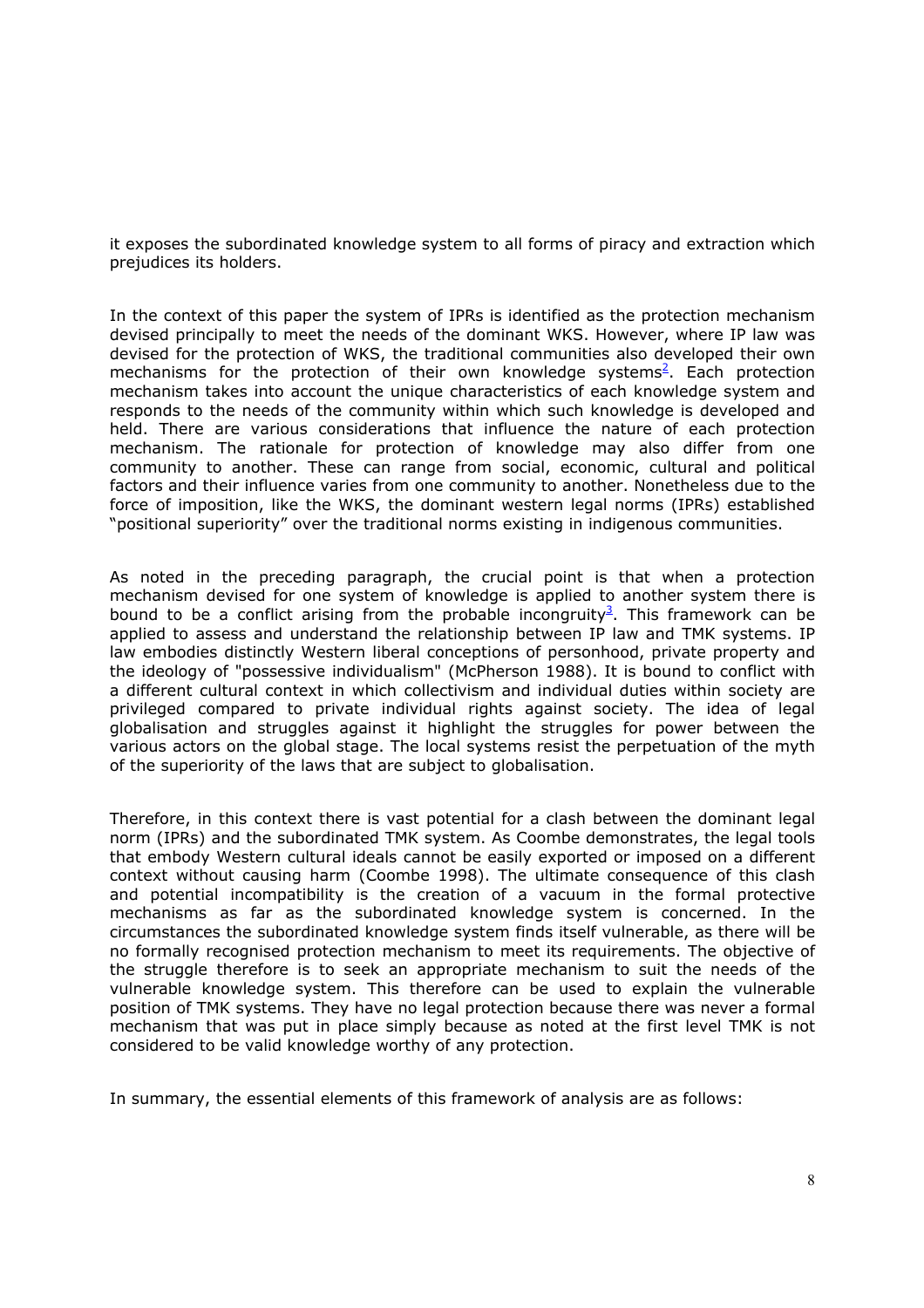it exposes the subordinated knowledge system to all forms of piracy and extraction which prejudices its holders.

In the context of this paper the system of IPRs is identified as the protection mechanism devised principally to meet the needs of the dominant WKS. However, where IP law was devised for the protection of WKS, the traditional communities also developed their own mechanisms for the protection of their own knowledge systems[2]. Each protection mechanism takes into account the unique characteristics of each knowledge system and responds to the needs of the community within which such knowledge is developed and held. There are various considerations that influence the nature of each protection mechanism. The rationale for protection of knowledge may also differ from one community to another. These can range from social, economic, cultural and political factors and their influence varies from one community to another. Nonetheless due to the force of imposition, like the WKS, the dominant western legal norms (IPRs) established "positional superiority" over the traditional norms existing in indigenous communities.

As noted in the preceding paragraph, the crucial point is that when a protection mechanism devised for one system of knowledge is applied to another system there is bound to be a conflict arising from the probable incongruity[3]. This framework can be applied to assess and understand the relationship between IP law and TMK systems. IP law embodies distinctly Western liberal conceptions of personhood, private property and the ideology of "possessive individualism" (McPherson 1988). It is bound to conflict with a different cultural context in which collectivism and individual duties within society are privileged compared to private individual rights against society. The idea of legal globalisation and struggles against it highlight the struggles for power between the various actors on the global stage. The local systems resist the perpetuation of the myth of the superiority of the laws that are subject to globalisation.

Therefore, in this context there is vast potential for a clash between the dominant legal norm (IPRs) and the subordinated TMK system. As Coombe demonstrates, the legal tools that embody Western cultural ideals cannot be easily exported or imposed on a different context without causing harm (Coombe 1998). The ultimate consequence of this clash and potential incompatibility is the creation of a vacuum in the formal protective mechanisms as far as the subordinated knowledge system is concerned. In the circumstances the subordinated knowledge system finds itself vulnerable, as there will be no formally recognised protection mechanism to meet its requirements. The objective of the struggle therefore is to seek an appropriate mechanism to suit the needs of the vulnerable knowledge system. This therefore can be used to explain the vulnerable position of TMK systems. They have no legal protection because there was never a formal mechanism that was put in place simply because as noted at the first level TMK is not considered to be valid knowledge worthy of any protection.

In summary, the essential elements of this framework of analysis are as follows: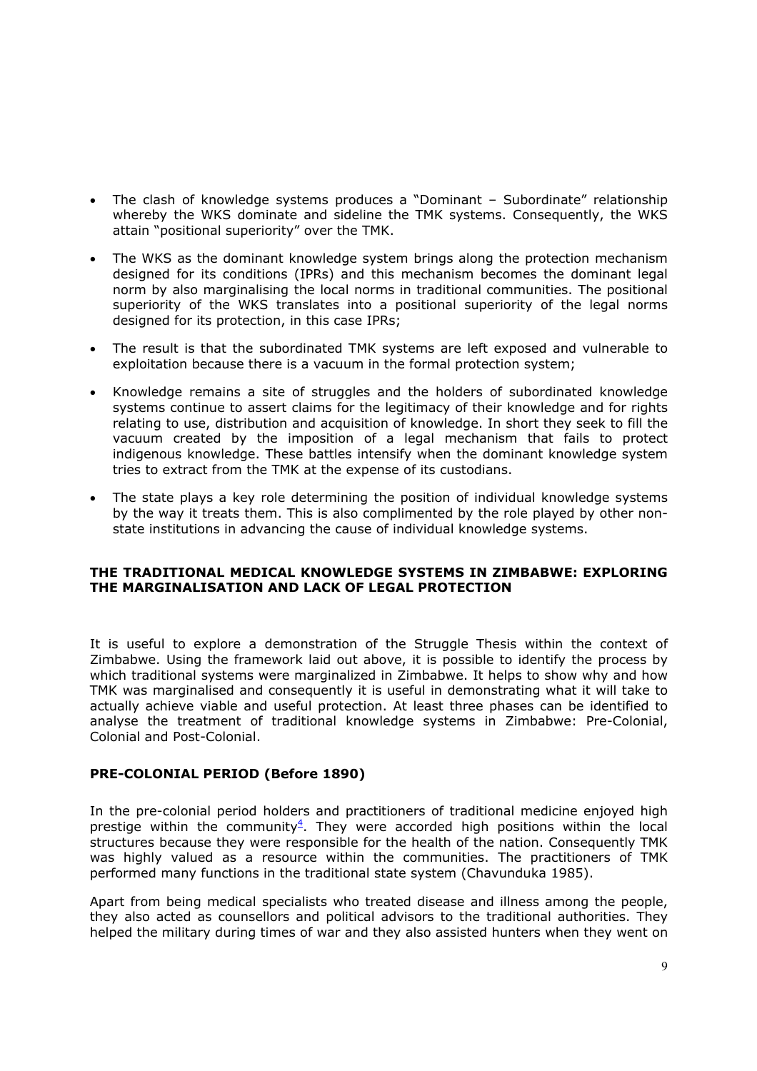- The clash of knowledge systems produces a "Dominant – Subordinate" relationship whereby the WKS dominate and sideline the TMK systems. Consequently, the WKS attain "positional superiority" over the TMK.
- The WKS as the dominant knowledge system brings along the protection mechanism designed for its conditions (IPRs) and this mechanism becomes the dominant legal norm by also marginalising the local norms in traditional communities. The positional superiority of the WKS translates into a positional superiority of the legal norms designed for its protection, in this case IPRs;
- The result is that the subordinated TMK systems are left exposed and vulnerable to exploitation because there is a vacuum in the formal protection system;
- Knowledge remains a site of struggles and the holders of subordinated knowledge systems continue to assert claims for the legitimacy of their knowledge and for rights relating to use, distribution and acquisition of knowledge. In short they seek to fill the vacuum created by the imposition of a legal mechanism that fails to protect indigenous knowledge. These battles intensify when the dominant knowledge system tries to extract from the TMK at the expense of its custodians.
- The state plays a key role determining the position of individual knowledge systems by the way it treats them. This is also complimented by the role played by other non-state institutions in advancing the cause of individual knowledge systems.

## THE TRADITIONAL MEDICAL KNOWLEDGE SYSTEMS IN ZIMBABWE: EXPLORING THE MARGINALISATION AND LACK OF LEGAL PROTECTION

It is useful to explore a demonstration of the Struggle Thesis within the context of Zimbabwe. Using the framework laid out above, it is possible to identify the process by which traditional systems were marginalized in Zimbabwe. It helps to show why and how TMK was marginalised and consequently it is useful in demonstrating what it will take to actually achieve viable and useful protection. At least three phases can be identified to analyse the treatment of traditional knowledge systems in Zimbabwe: Pre-Colonial, Colonial and Post-Colonial.

### PRE-COLONIAL PERIOD (Before 1890)

In the pre-colonial period holders and practitioners of traditional medicine enjoyed high prestige within the community[4]. They were accorded high positions within the local structures because they were responsible for the health of the nation. Consequently TMK was highly valued as a resource within the communities. The practitioners of TMK performed many functions in the traditional state system (Chavunduka 1985).

Apart from being medical specialists who treated disease and illness among the people, they also acted as counsellors and political advisors to the traditional authorities. They helped the military during times of war and they also assisted hunters when they went on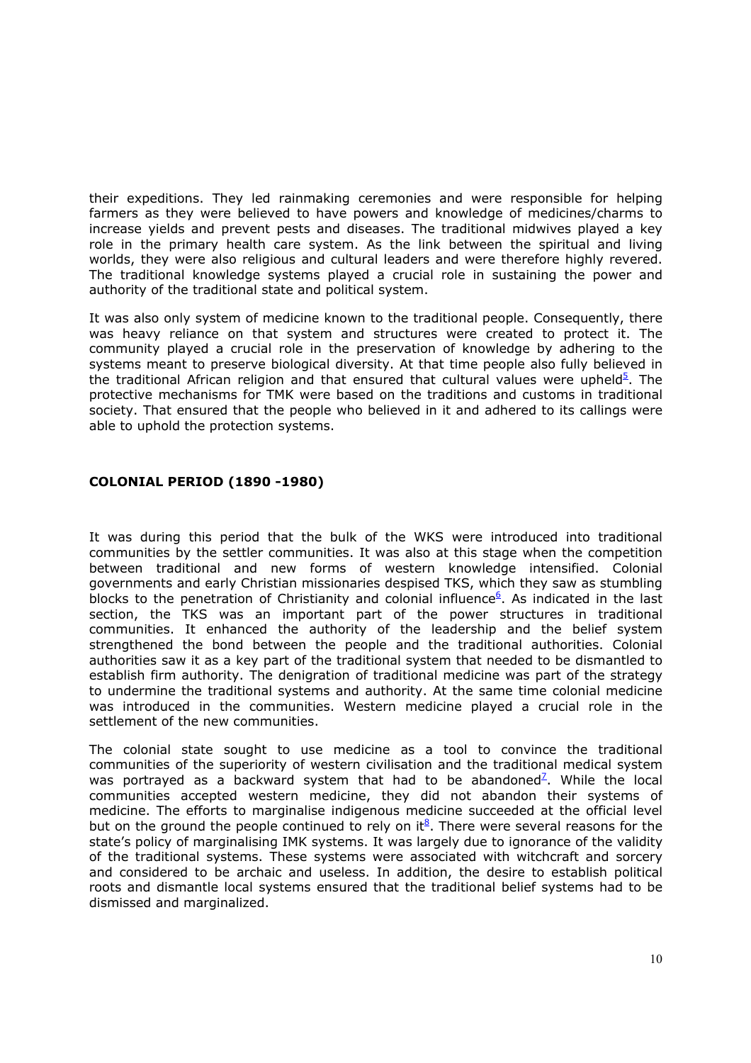their expeditions. They led rainmaking ceremonies and were responsible for helping farmers as they were believed to have powers and knowledge of medicines/charms to increase yields and prevent pests and diseases. The traditional midwives played a key role in the primary health care system. As the link between the spiritual and living worlds, they were also religious and cultural leaders and were therefore highly revered. The traditional knowledge systems played a crucial role in sustaining the power and authority of the traditional state and political system.

It was also only system of medicine known to the traditional people. Consequently, there was heavy reliance on that system and structures were created to protect it. The community played a crucial role in the preservation of knowledge by adhering to the systems meant to preserve biological diversity. At that time people also fully believed in the traditional African religion and that ensured that cultural values were upheld[5]. The protective mechanisms for TMK were based on the traditions and customs in traditional society. That ensured that the people who believed in it and adhered to its callings were able to uphold the protection systems.

## COLONIAL PERIOD (1890 -1980)

It was during this period that the bulk of the WKS were introduced into traditional communities by the settler communities. It was also at this stage when the competition between traditional and new forms of western knowledge intensified. Colonial governments and early Christian missionaries despised TKS, which they saw as stumbling blocks to the penetration of Christianity and colonial influence[6]. As indicated in the last section, the TKS was an important part of the power structures in traditional communities. It enhanced the authority of the leadership and the belief system strengthened the bond between the people and the traditional authorities. Colonial authorities saw it as a key part of the traditional system that needed to be dismantled to establish firm authority. The denigration of traditional medicine was part of the strategy to undermine the traditional systems and authority. At the same time colonial medicine was introduced in the communities. Western medicine played a crucial role in the settlement of the new communities.

The colonial state sought to use medicine as a tool to convince the traditional communities of the superiority of western civilisation and the traditional medical system was portrayed as a backward system that had to be abandoned[7]. While the local communities accepted western medicine, they did not abandon their systems of medicine. The efforts to marginalise indigenous medicine succeeded at the official level but on the ground the people continued to rely on it[8]. There were several reasons for the state's policy of marginalising IMK systems. It was largely due to ignorance of the validity of the traditional systems. These systems were associated with witchcraft and sorcery and considered to be archaic and useless. In addition, the desire to establish political roots and dismantle local systems ensured that the traditional belief systems had to be dismissed and marginalized.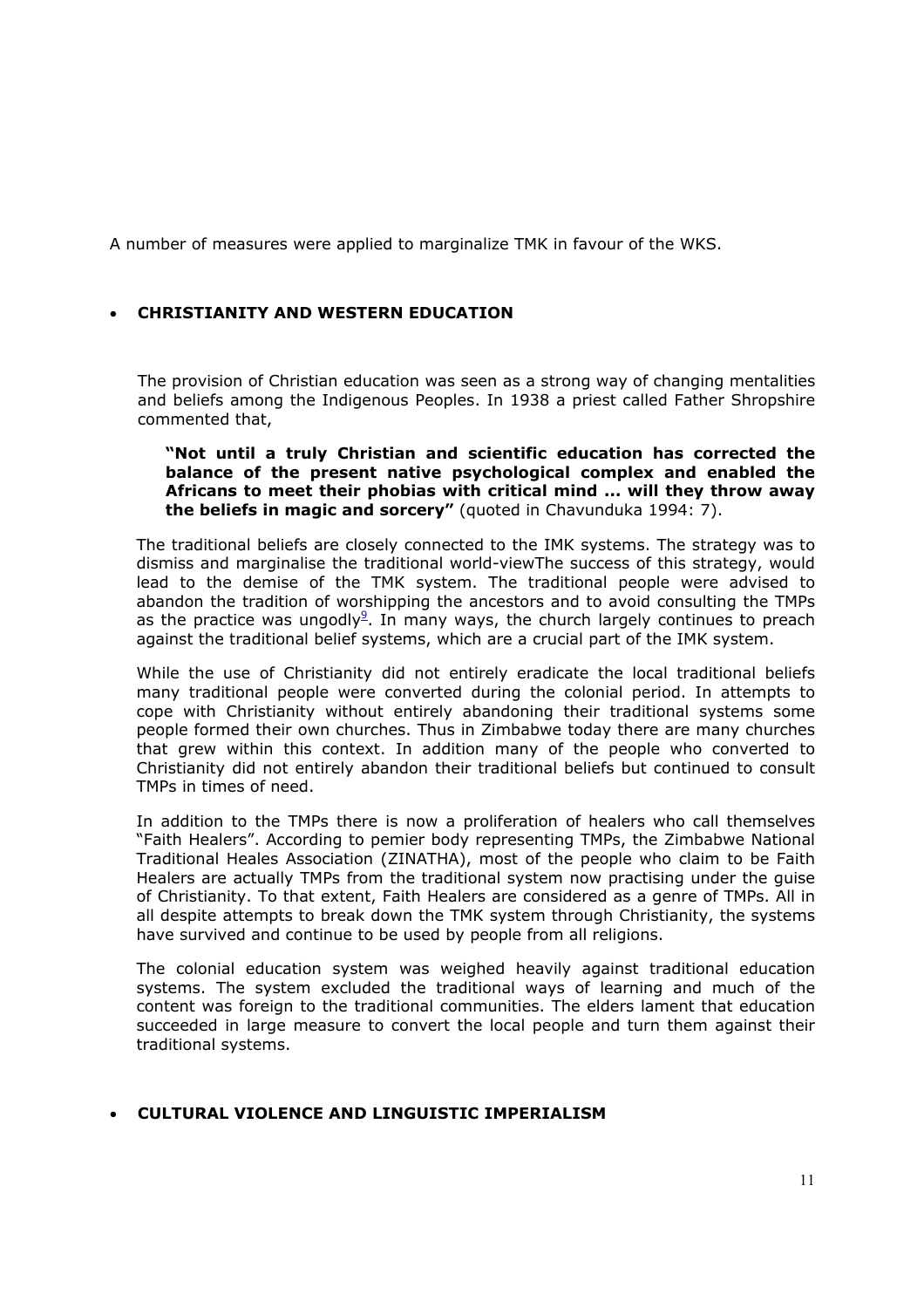A number of measures were applied to marginalize TMK in favour of the WKS.

- **CHRISTIANITY AND WESTERN EDUCATION**

The provision of Christian education was seen as a strong way of changing mentalities and beliefs among the Indigenous Peoples. In 1938 a priest called Father Shropshire commented that,

> **"Not until a truly Christian and scientific education has corrected the balance of the present native psychological complex and enabled the Africans to meet their phobias with critical mind ... will they throw away the beliefs in magic and sorcery"** (quoted in Chavunduka 1994: 7).

The traditional beliefs are closely connected to the IMK systems. The strategy was to dismiss and marginalise the traditional world-viewThe success of this strategy, would lead to the demise of the TMK system. The traditional people were advised to abandon the tradition of worshipping the ancestors and to avoid consulting the TMPs as the practice was ungodly[9]. In many ways, the church largely continues to preach against the traditional belief systems, which are a crucial part of the IMK system.

While the use of Christianity did not entirely eradicate the local traditional beliefs many traditional people were converted during the colonial period. In attempts to cope with Christianity without entirely abandoning their traditional systems some people formed their own churches. Thus in Zimbabwe today there are many churches that grew within this context. In addition many of the people who converted to Christianity did not entirely abandon their traditional beliefs but continued to consult TMPs in times of need.

In addition to the TMPs there is now a proliferation of healers who call themselves "Faith Healers". According to pemier body representing TMPs, the Zimbabwe National Traditional Heales Association (ZINATHA), most of the people who claim to be Faith Healers are actually TMPs from the traditional system now practising under the guise of Christianity. To that extent, Faith Healers are considered as a genre of TMPs. All in all despite attempts to break down the TMK system through Christianity, the systems have survived and continue to be used by people from all religions.

The colonial education system was weighed heavily against traditional education systems. The system excluded the traditional ways of learning and much of the content was foreign to the traditional communities. The elders lament that education succeeded in large measure to convert the local people and turn them against their traditional systems.

- **CULTURAL VIOLENCE AND LINGUISTIC IMPERIALISM**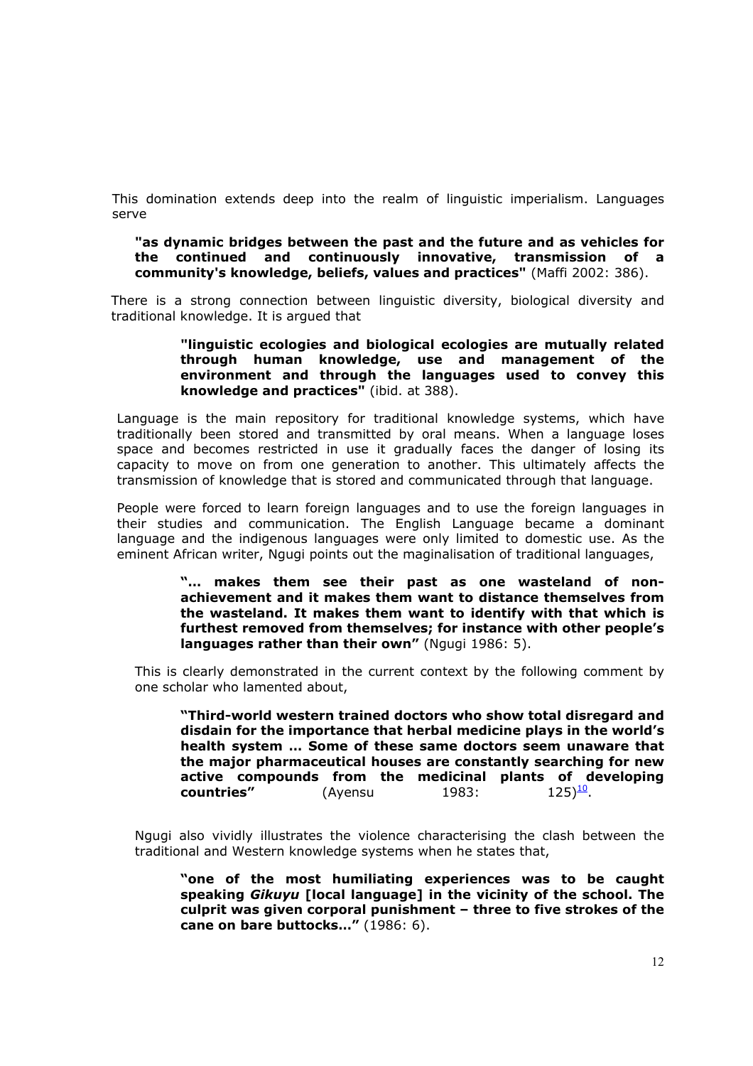This domination extends deep into the realm of linguistic imperialism. Languages serve

> **"as dynamic bridges between the past and the future and as vehicles for the continued and continuously innovative, transmission of a community's knowledge, beliefs, values and practices"** (Maffi 2002: 386).

There is a strong connection between linguistic diversity, biological diversity and traditional knowledge. It is argued that

> **"linguistic ecologies and biological ecologies are mutually related through human knowledge, use and management of the environment and through the languages used to convey this knowledge and practices"** (ibid. at 388).

Language is the main repository for traditional knowledge systems, which have traditionally been stored and transmitted by oral means. When a language loses space and becomes restricted in use it gradually faces the danger of losing its capacity to move on from one generation to another. This ultimately affects the transmission of knowledge that is stored and communicated through that language.

People were forced to learn foreign languages and to use the foreign languages in their studies and communication. The English Language became a dominant language and the indigenous languages were only limited to domestic use. As the eminent African writer, Ngugi points out the maginalisation of traditional languages,

> **"… makes them see their past as one wasteland of non-achievement and it makes them want to distance themselves from the wasteland. It makes them want to identify with that which is furthest removed from themselves; for instance with other people's languages rather than their own"** (Ngugi 1986: 5).

This is clearly demonstrated in the current context by the following comment by one scholar who lamented about,

> **"Third-world western trained doctors who show total disregard and disdain for the importance that herbal medicine plays in the world's health system … Some of these same doctors seem unaware that the major pharmaceutical houses are constantly searching for new active compounds from the medicinal plants of developing countries"** (Ayensu 1983: 125)[10].

Ngugi also vividly illustrates the violence characterising the clash between the traditional and Western knowledge systems when he states that,

> **"one of the most humiliating experiences was to be caught speaking *Gikuyu* [local language] in the vicinity of the school. The culprit was given corporal punishment – three to five strokes of the cane on bare buttocks…"** (1986: 6).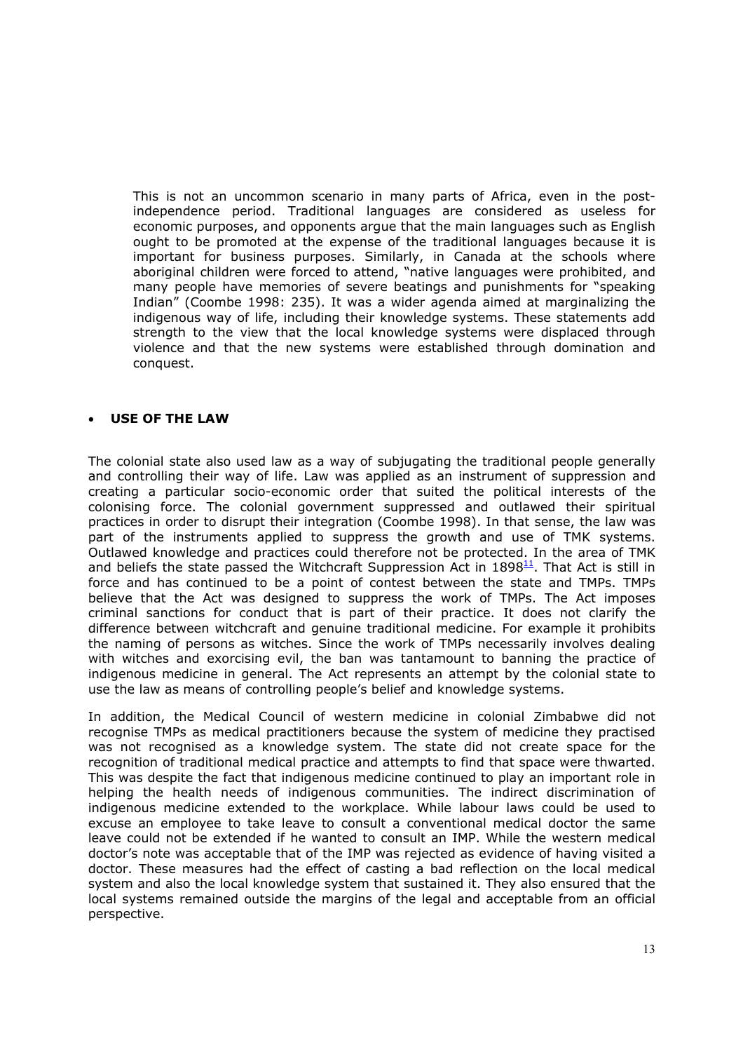This is not an uncommon scenario in many parts of Africa, even in the post-independence period. Traditional languages are considered as useless for economic purposes, and opponents argue that the main languages such as English ought to be promoted at the expense of the traditional languages because it is important for business purposes. Similarly, in Canada at the schools where aboriginal children were forced to attend, "native languages were prohibited, and many people have memories of severe beatings and punishments for "speaking Indian" (Coombe 1998: 235). It was a wider agenda aimed at marginalizing the indigenous way of life, including their knowledge systems. These statements add strength to the view that the local knowledge systems were displaced through violence and that the new systems were established through domination and conquest.

- **USE OF THE LAW**

The colonial state also used law as a way of subjugating the traditional people generally and controlling their way of life. Law was applied as an instrument of suppression and creating a particular socio-economic order that suited the political interests of the colonising force. The colonial government suppressed and outlawed their spiritual practices in order to disrupt their integration (Coombe 1998). In that sense, the law was part of the instruments applied to suppress the growth and use of TMK systems. Outlawed knowledge and practices could therefore not be protected. In the area of TMK and beliefs the state passed the Witchcraft Suppression Act in 1898[11]. That Act is still in force and has continued to be a point of contest between the state and TMPs. TMPs believe that the Act was designed to suppress the work of TMPs. The Act imposes criminal sanctions for conduct that is part of their practice. It does not clarify the difference between witchcraft and genuine traditional medicine. For example it prohibits the naming of persons as witches. Since the work of TMPs necessarily involves dealing with witches and exorcising evil, the ban was tantamount to banning the practice of indigenous medicine in general. The Act represents an attempt by the colonial state to use the law as means of controlling people's belief and knowledge systems.

In addition, the Medical Council of western medicine in colonial Zimbabwe did not recognise TMPs as medical practitioners because the system of medicine they practised was not recognised as a knowledge system. The state did not create space for the recognition of traditional medical practice and attempts to find that space were thwarted. This was despite the fact that indigenous medicine continued to play an important role in helping the health needs of indigenous communities. The indirect discrimination of indigenous medicine extended to the workplace. While labour laws could be used to excuse an employee to take leave to consult a conventional medical doctor the same leave could not be extended if he wanted to consult an IMP. While the western medical doctor's note was acceptable that of the IMP was rejected as evidence of having visited a doctor. These measures had the effect of casting a bad reflection on the local medical system and also the local knowledge system that sustained it. They also ensured that the local systems remained outside the margins of the legal and acceptable from an official perspective.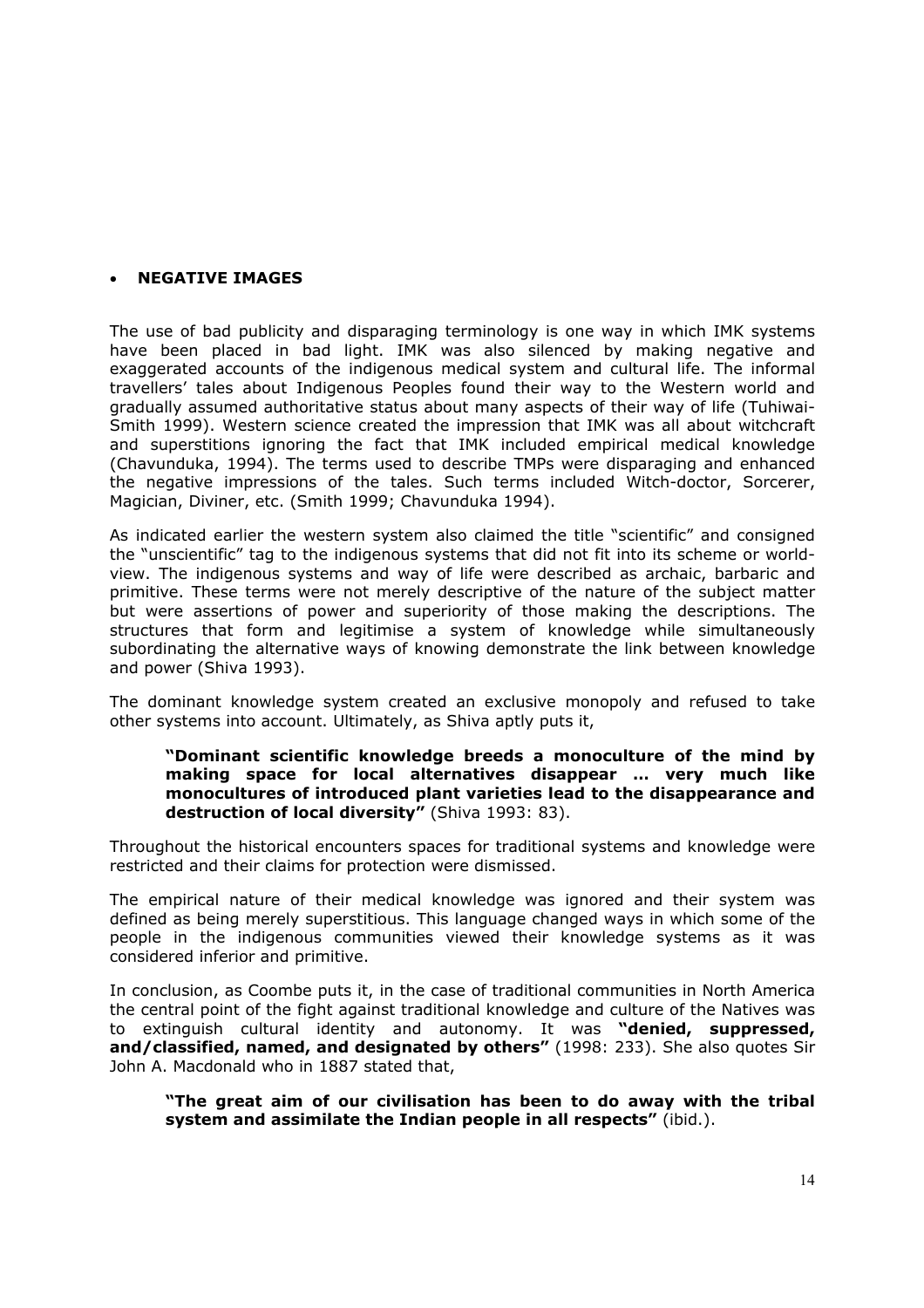- **NEGATIVE IMAGES**

The use of bad publicity and disparaging terminology is one way in which IMK systems have been placed in bad light. IMK was also silenced by making negative and exaggerated accounts of the indigenous medical system and cultural life. The informal travellers' tales about Indigenous Peoples found their way to the Western world and gradually assumed authoritative status about many aspects of their way of life (Tuhiwai-Smith 1999). Western science created the impression that IMK was all about witchcraft and superstitions ignoring the fact that IMK included empirical medical knowledge (Chavunduka, 1994). The terms used to describe TMPs were disparaging and enhanced the negative impressions of the tales. Such terms included Witch-doctor, Sorcerer, Magician, Diviner, etc. (Smith 1999; Chavunduka 1994).

As indicated earlier the western system also claimed the title "scientific" and consigned the "unscientific" tag to the indigenous systems that did not fit into its scheme or world-view. The indigenous systems and way of life were described as archaic, barbaric and primitive. These terms were not merely descriptive of the nature of the subject matter but were assertions of power and superiority of those making the descriptions. The structures that form and legitimise a system of knowledge while simultaneously subordinating the alternative ways of knowing demonstrate the link between knowledge and power (Shiva 1993).

The dominant knowledge system created an exclusive monopoly and refused to take other systems into account. Ultimately, as Shiva aptly puts it,

> **"Dominant scientific knowledge breeds a monoculture of the mind by making space for local alternatives disappear … very much like monocultures of introduced plant varieties lead to the disappearance and destruction of local diversity"** (Shiva 1993: 83).

Throughout the historical encounters spaces for traditional systems and knowledge were restricted and their claims for protection were dismissed.

The empirical nature of their medical knowledge was ignored and their system was defined as being merely superstitious. This language changed ways in which some of the people in the indigenous communities viewed their knowledge systems as it was considered inferior and primitive.

In conclusion, as Coombe puts it, in the case of traditional communities in North America the central point of the fight against traditional knowledge and culture of the Natives was to extinguish cultural identity and autonomy. It was **"denied, suppressed, and/classified, named, and designated by others"** (1998: 233). She also quotes Sir John A. Macdonald who in 1887 stated that,

> **"The great aim of our civilisation has been to do away with the tribal system and assimilate the Indian people in all respects"** (ibid.).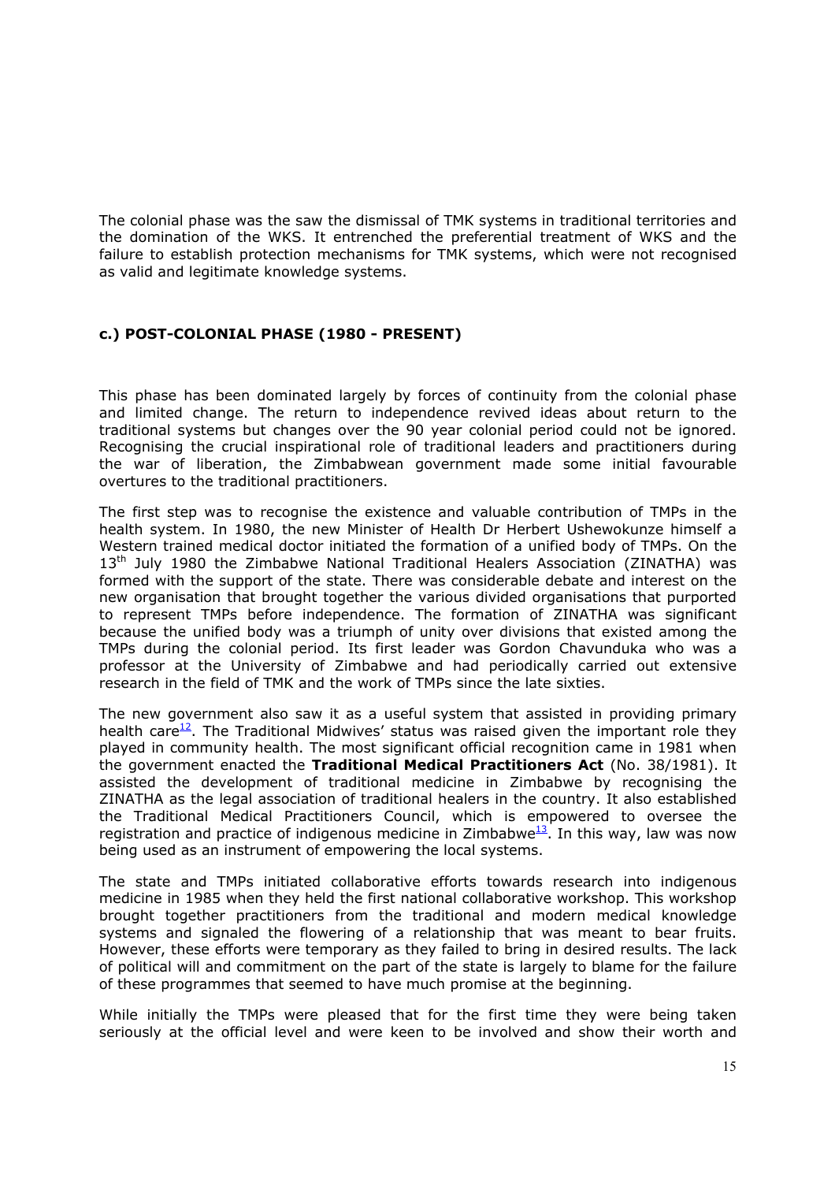The colonial phase was the saw the dismissal of TMK systems in traditional territories and the domination of the WKS. It entrenched the preferential treatment of WKS and the failure to establish protection mechanisms for TMK systems, which were not recognised as valid and legitimate knowledge systems.

### c.) POST-COLONIAL PHASE (1980 - PRESENT)

This phase has been dominated largely by forces of continuity from the colonial phase and limited change. The return to independence revived ideas about return to the traditional systems but changes over the 90 year colonial period could not be ignored. Recognising the crucial inspirational role of traditional leaders and practitioners during the war of liberation, the Zimbabwean government made some initial favourable overtures to the traditional practitioners.

The first step was to recognise the existence and valuable contribution of TMPs in the health system. In 1980, the new Minister of Health Dr Herbert Ushewokunze himself a Western trained medical doctor initiated the formation of a unified body of TMPs. On the 13th July 1980 the Zimbabwe National Traditional Healers Association (ZINATHA) was formed with the support of the state. There was considerable debate and interest on the new organisation that brought together the various divided organisations that purported to represent TMPs before independence. The formation of ZINATHA was significant because the unified body was a triumph of unity over divisions that existed among the TMPs during the colonial period. Its first leader was Gordon Chavunduka who was a professor at the University of Zimbabwe and had periodically carried out extensive research in the field of TMK and the work of TMPs since the late sixties.

The new government also saw it as a useful system that assisted in providing primary health care[12]. The Traditional Midwives' status was raised given the important role they played in community health. The most significant official recognition came in 1981 when the government enacted the **Traditional Medical Practitioners Act** (No. 38/1981). It assisted the development of traditional medicine in Zimbabwe by recognising the ZINATHA as the legal association of traditional healers in the country. It also established the Traditional Medical Practitioners Council, which is empowered to oversee the registration and practice of indigenous medicine in Zimbabwe[13]. In this way, law was now being used as an instrument of empowering the local systems.

The state and TMPs initiated collaborative efforts towards research into indigenous medicine in 1985 when they held the first national collaborative workshop. This workshop brought together practitioners from the traditional and modern medical knowledge systems and signaled the flowering of a relationship that was meant to bear fruits. However, these efforts were temporary as they failed to bring in desired results. The lack of political will and commitment on the part of the state is largely to blame for the failure of these programmes that seemed to have much promise at the beginning.

While initially the TMPs were pleased that for the first time they were being taken seriously at the official level and were keen to be involved and show their worth and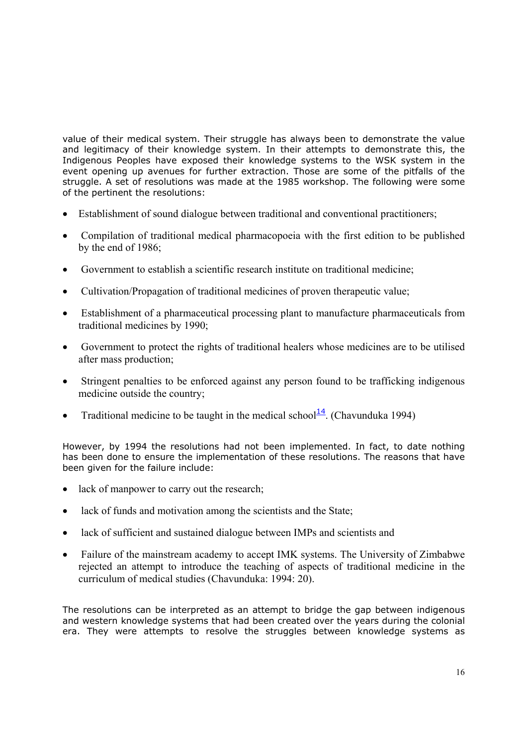value of their medical system. Their struggle has always been to demonstrate the value and legitimacy of their knowledge system. In their attempts to demonstrate this, the Indigenous Peoples have exposed their knowledge systems to the WSK system in the event opening up avenues for further extraction. Those are some of the pitfalls of the struggle. A set of resolutions was made at the 1985 workshop. The following were some of the pertinent the resolutions:

- Establishment of sound dialogue between traditional and conventional practitioners;
- Compilation of traditional medical pharmacopoeia with the first edition to be published by the end of 1986;
- Government to establish a scientific research institute on traditional medicine;
- Cultivation/Propagation of traditional medicines of proven therapeutic value;
- Establishment of a pharmaceutical processing plant to manufacture pharmaceuticals from traditional medicines by 1990;
- Government to protect the rights of traditional healers whose medicines are to be utilised after mass production;
- Stringent penalties to be enforced against any person found to be trafficking indigenous medicine outside the country;
- Traditional medicine to be taught in the medical school[14]. (Chavunduka 1994)

However, by 1994 the resolutions had not been implemented. In fact, to date nothing has been done to ensure the implementation of these resolutions. The reasons that have been given for the failure include:

- lack of manpower to carry out the research;
- lack of funds and motivation among the scientists and the State;
- lack of sufficient and sustained dialogue between IMPs and scientists and
- Failure of the mainstream academy to accept IMK systems. The University of Zimbabwe rejected an attempt to introduce the teaching of aspects of traditional medicine in the curriculum of medical studies (Chavunduka: 1994: 20).

The resolutions can be interpreted as an attempt to bridge the gap between indigenous and western knowledge systems that had been created over the years during the colonial era. They were attempts to resolve the struggles between knowledge systems as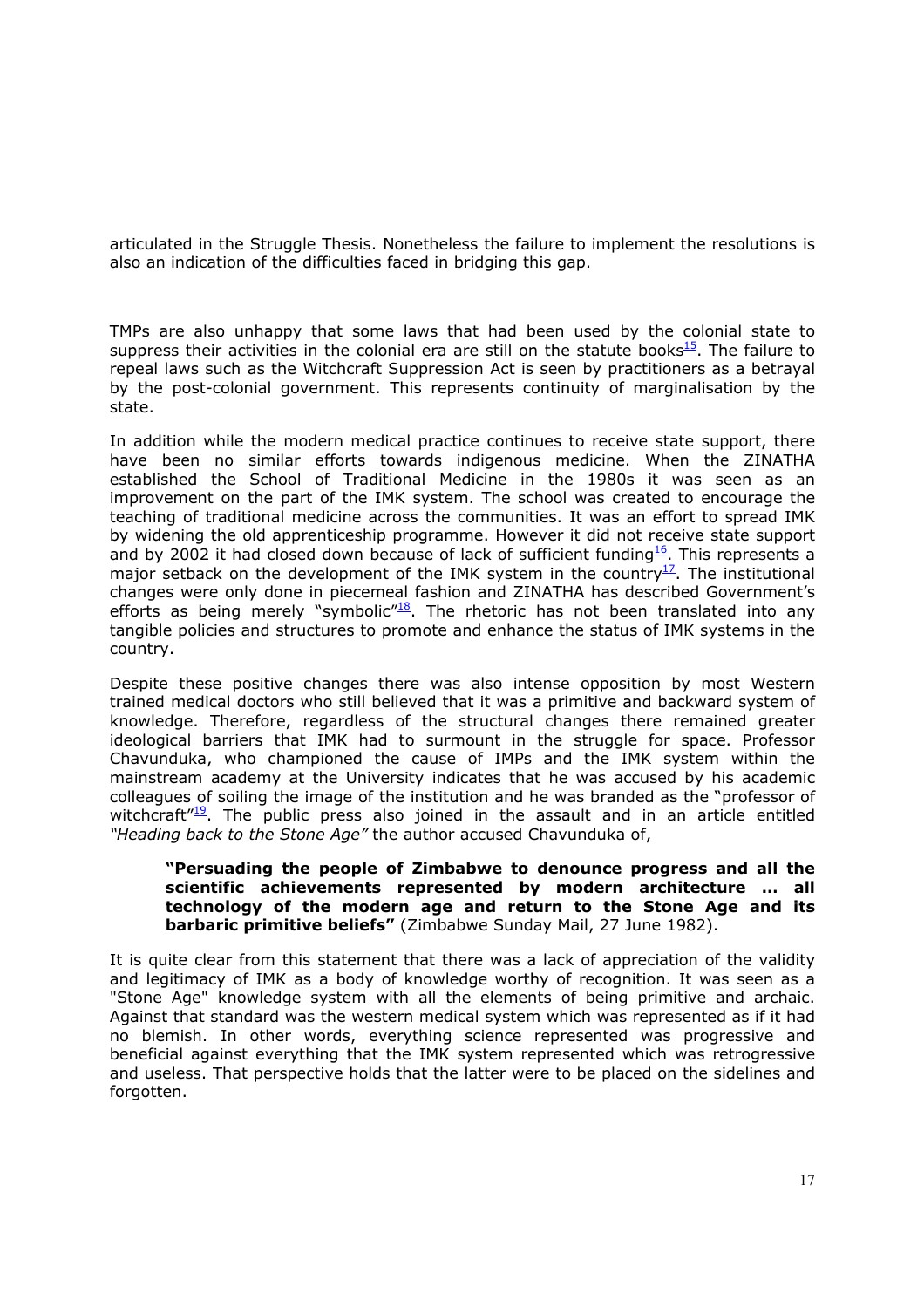articulated in the Struggle Thesis. Nonetheless the failure to implement the resolutions is also an indication of the difficulties faced in bridging this gap.

TMPs are also unhappy that some laws that had been used by the colonial state to suppress their activities in the colonial era are still on the statute books[15]. The failure to repeal laws such as the Witchcraft Suppression Act is seen by practitioners as a betrayal by the post-colonial government. This represents continuity of marginalisation by the state.

In addition while the modern medical practice continues to receive state support, there have been no similar efforts towards indigenous medicine. When the ZINATHA established the School of Traditional Medicine in the 1980s it was seen as an improvement on the part of the IMK system. The school was created to encourage the teaching of traditional medicine across the communities. It was an effort to spread IMK by widening the old apprenticeship programme. However it did not receive state support and by 2002 it had closed down because of lack of sufficient funding[16]. This represents a major setback on the development of the IMK system in the country[17]. The institutional changes were only done in piecemeal fashion and ZINATHA has described Government's efforts as being merely "symbolic"[18]. The rhetoric has not been translated into any tangible policies and structures to promote and enhance the status of IMK systems in the country.

Despite these positive changes there was also intense opposition by most Western trained medical doctors who still believed that it was a primitive and backward system of knowledge. Therefore, regardless of the structural changes there remained greater ideological barriers that IMK had to surmount in the struggle for space. Professor Chavunduka, who championed the cause of IMPs and the IMK system within the mainstream academy at the University indicates that he was accused by his academic colleagues of soiling the image of the institution and he was branded as the "professor of witchcraft"[19]. The public press also joined in the assault and in an article entitled *"Heading back to the Stone Age"* the author accused Chavunduka of,

> **"Persuading the people of Zimbabwe to denounce progress and all the scientific achievements represented by modern architecture … all technology of the modern age and return to the Stone Age and its barbaric primitive beliefs"** (Zimbabwe Sunday Mail, 27 June 1982).

It is quite clear from this statement that there was a lack of appreciation of the validity and legitimacy of IMK as a body of knowledge worthy of recognition. It was seen as a "Stone Age" knowledge system with all the elements of being primitive and archaic. Against that standard was the western medical system which was represented as if it had no blemish. In other words, everything science represented was progressive and beneficial against everything that the IMK system represented which was retrogressive and useless. That perspective holds that the latter were to be placed on the sidelines and forgotten.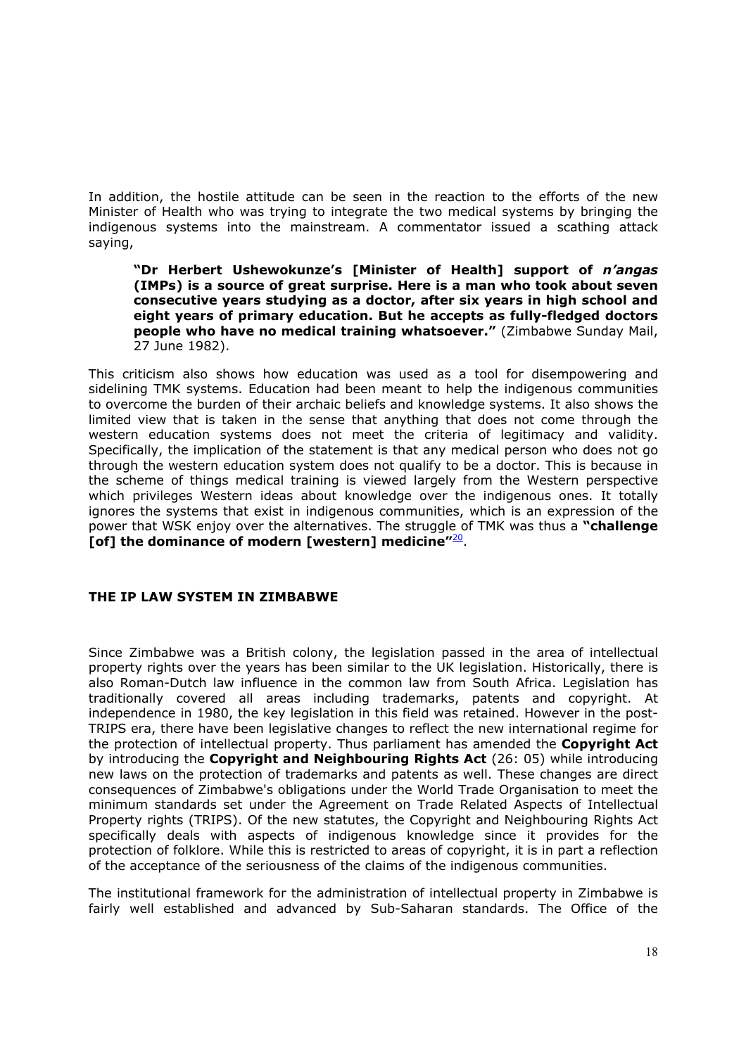In addition, the hostile attitude can be seen in the reaction to the efforts of the new Minister of Health who was trying to integrate the two medical systems by bringing the indigenous systems into the mainstream. A commentator issued a scathing attack saying,

> **"Dr Herbert Ushewokunze's [Minister of Health] support of *n'angas* (IMPs) is a source of great surprise. Here is a man who took about seven consecutive years studying as a doctor, after six years in high school and eight years of primary education. But he accepts as fully-fledged doctors people who have no medical training whatsoever."** (Zimbabwe Sunday Mail, 27 June 1982).

This criticism also shows how education was used as a tool for disempowering and sidelining TMK systems. Education had been meant to help the indigenous communities to overcome the burden of their archaic beliefs and knowledge systems. It also shows the limited view that is taken in the sense that anything that does not come through the western education systems does not meet the criteria of legitimacy and validity. Specifically, the implication of the statement is that any medical person who does not go through the western education system does not qualify to be a doctor. This is because in the scheme of things medical training is viewed largely from the Western perspective which privileges Western ideas about knowledge over the indigenous ones. It totally ignores the systems that exist in indigenous communities, which is an expression of the power that WSK enjoy over the alternatives. The struggle of TMK was thus a **"challenge [of] the dominance of modern [western] medicine"**[20].

## THE IP LAW SYSTEM IN ZIMBABWE

Since Zimbabwe was a British colony, the legislation passed in the area of intellectual property rights over the years has been similar to the UK legislation. Historically, there is also Roman-Dutch law influence in the common law from South Africa. Legislation has traditionally covered all areas including trademarks, patents and copyright. At independence in 1980, the key legislation in this field was retained. However in the post-TRIPS era, there have been legislative changes to reflect the new international regime for the protection of intellectual property. Thus parliament has amended the **Copyright Act** by introducing the **Copyright and Neighbouring Rights Act** (26: 05) while introducing new laws on the protection of trademarks and patents as well. These changes are direct consequences of Zimbabwe's obligations under the World Trade Organisation to meet the minimum standards set under the Agreement on Trade Related Aspects of Intellectual Property rights (TRIPS). Of the new statutes, the Copyright and Neighbouring Rights Act specifically deals with aspects of indigenous knowledge since it provides for the protection of folklore. While this is restricted to areas of copyright, it is in part a reflection of the acceptance of the seriousness of the claims of the indigenous communities.

The institutional framework for the administration of intellectual property in Zimbabwe is fairly well established and advanced by Sub-Saharan standards. The Office of the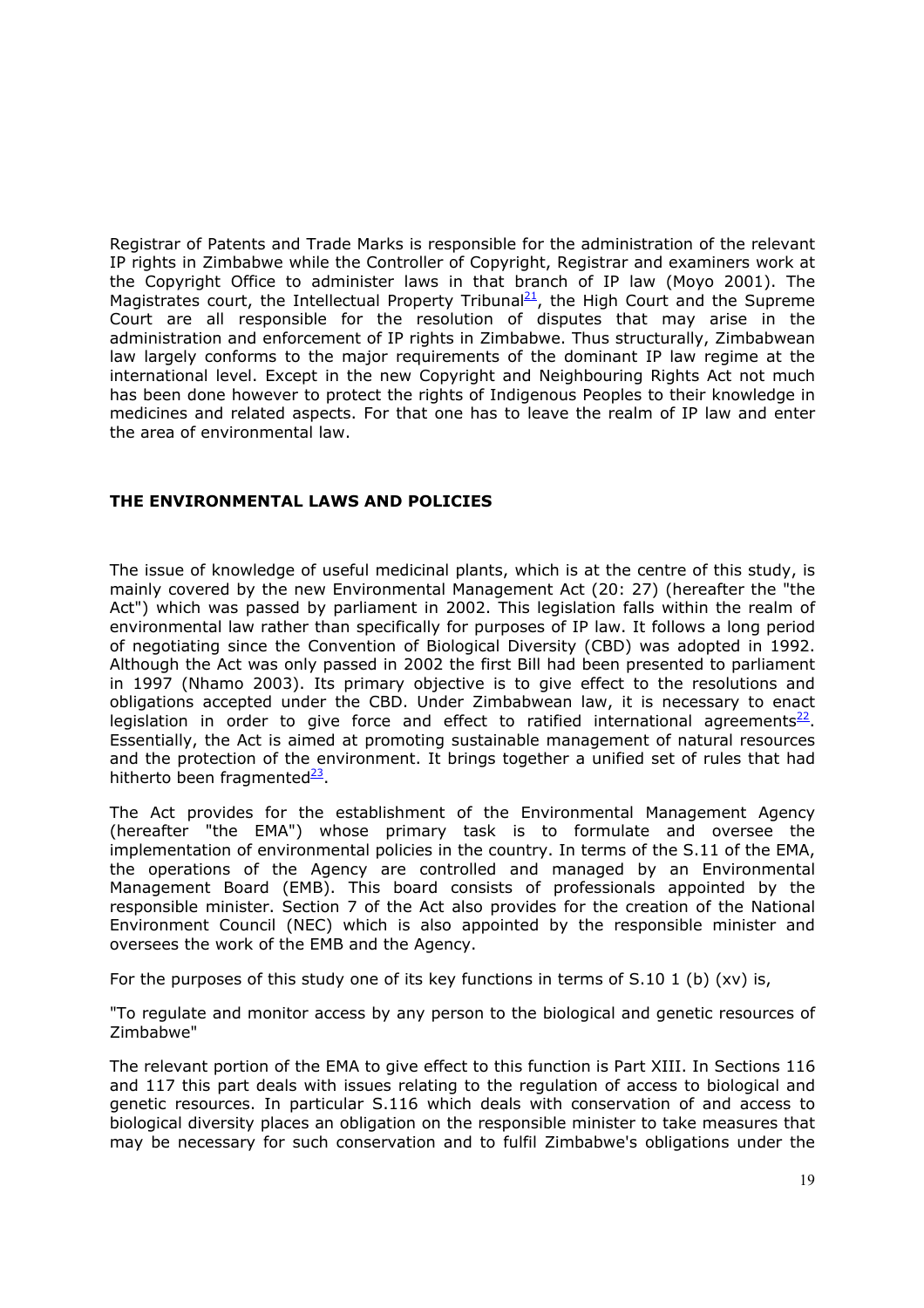Registrar of Patents and Trade Marks is responsible for the administration of the relevant IP rights in Zimbabwe while the Controller of Copyright, Registrar and examiners work at the Copyright Office to administer laws in that branch of IP law (Moyo 2001). The Magistrates court, the Intellectual Property Tribunal[21], the High Court and the Supreme Court are all responsible for the resolution of disputes that may arise in the administration and enforcement of IP rights in Zimbabwe. Thus structurally, Zimbabwean law largely conforms to the major requirements of the dominant IP law regime at the international level. Except in the new Copyright and Neighbouring Rights Act not much has been done however to protect the rights of Indigenous Peoples to their knowledge in medicines and related aspects. For that one has to leave the realm of IP law and enter the area of environmental law.

## THE ENVIRONMENTAL LAWS AND POLICIES

The issue of knowledge of useful medicinal plants, which is at the centre of this study, is mainly covered by the new Environmental Management Act (20: 27) (hereafter the "the Act") which was passed by parliament in 2002. This legislation falls within the realm of environmental law rather than specifically for purposes of IP law. It follows a long period of negotiating since the Convention of Biological Diversity (CBD) was adopted in 1992. Although the Act was only passed in 2002 the first Bill had been presented to parliament in 1997 (Nhamo 2003). Its primary objective is to give effect to the resolutions and obligations accepted under the CBD. Under Zimbabwean law, it is necessary to enact legislation in order to give force and effect to ratified international agreements[22]. Essentially, the Act is aimed at promoting sustainable management of natural resources and the protection of the environment. It brings together a unified set of rules that had hitherto been fragmented[23].

The Act provides for the establishment of the Environmental Management Agency (hereafter "the EMA") whose primary task is to formulate and oversee the implementation of environmental policies in the country. In terms of the S.11 of the EMA, the operations of the Agency are controlled and managed by an Environmental Management Board (EMB). This board consists of professionals appointed by the responsible minister. Section 7 of the Act also provides for the creation of the National Environment Council (NEC) which is also appointed by the responsible minister and oversees the work of the EMB and the Agency.

For the purposes of this study one of its key functions in terms of S.10 1 (b) (xv) is,

"To regulate and monitor access by any person to the biological and genetic resources of Zimbabwe"

The relevant portion of the EMA to give effect to this function is Part XIII. In Sections 116 and 117 this part deals with issues relating to the regulation of access to biological and genetic resources. In particular S.116 which deals with conservation of and access to biological diversity places an obligation on the responsible minister to take measures that may be necessary for such conservation and to fulfil Zimbabwe's obligations under the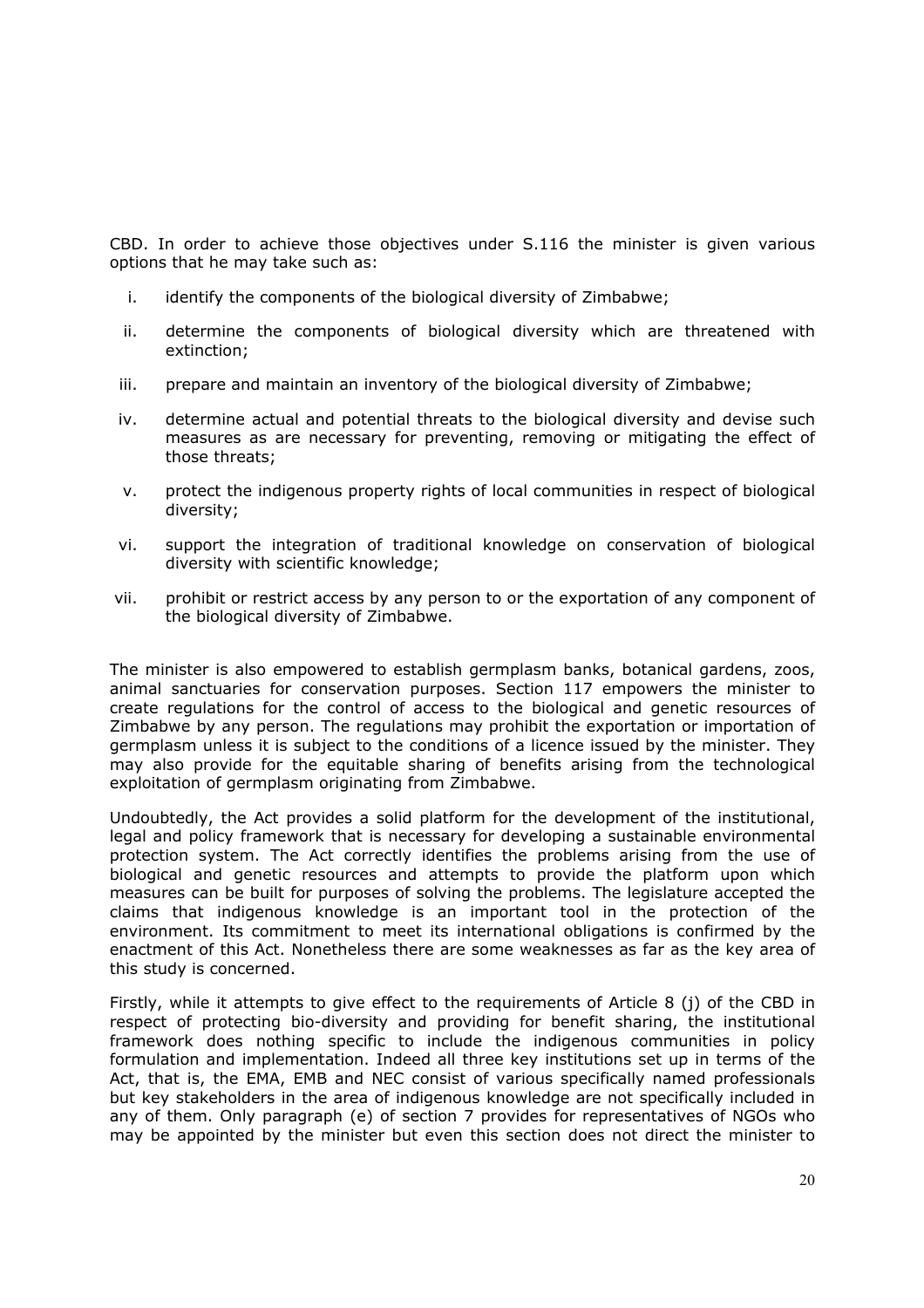CBD. In order to achieve those objectives under S.116 the minister is given various options that he may take such as:

i. identify the components of the biological diversity of Zimbabwe;

ii. determine the components of biological diversity which are threatened with extinction;

iii. prepare and maintain an inventory of the biological diversity of Zimbabwe;

iv. determine actual and potential threats to the biological diversity and devise such measures as are necessary for preventing, removing or mitigating the effect of those threats;

v. protect the indigenous property rights of local communities in respect of biological diversity;

vi. support the integration of traditional knowledge on conservation of biological diversity with scientific knowledge;

vii. prohibit or restrict access by any person to or the exportation of any component of the biological diversity of Zimbabwe.

The minister is also empowered to establish germplasm banks, botanical gardens, zoos, animal sanctuaries for conservation purposes. Section 117 empowers the minister to create regulations for the control of access to the biological and genetic resources of Zimbabwe by any person. The regulations may prohibit the exportation or importation of germplasm unless it is subject to the conditions of a licence issued by the minister. They may also provide for the equitable sharing of benefits arising from the technological exploitation of germplasm originating from Zimbabwe.

Undoubtedly, the Act provides a solid platform for the development of the institutional, legal and policy framework that is necessary for developing a sustainable environmental protection system. The Act correctly identifies the problems arising from the use of biological and genetic resources and attempts to provide the platform upon which measures can be built for purposes of solving the problems. The legislature accepted the claims that indigenous knowledge is an important tool in the protection of the environment. Its commitment to meet its international obligations is confirmed by the enactment of this Act. Nonetheless there are some weaknesses as far as the key area of this study is concerned.

Firstly, while it attempts to give effect to the requirements of Article 8 (j) of the CBD in respect of protecting bio-diversity and providing for benefit sharing, the institutional framework does nothing specific to include the indigenous communities in policy formulation and implementation. Indeed all three key institutions set up in terms of the Act, that is, the EMA, EMB and NEC consist of various specifically named professionals but key stakeholders in the area of indigenous knowledge are not specifically included in any of them. Only paragraph (e) of section 7 provides for representatives of NGOs who may be appointed by the minister but even this section does not direct the minister to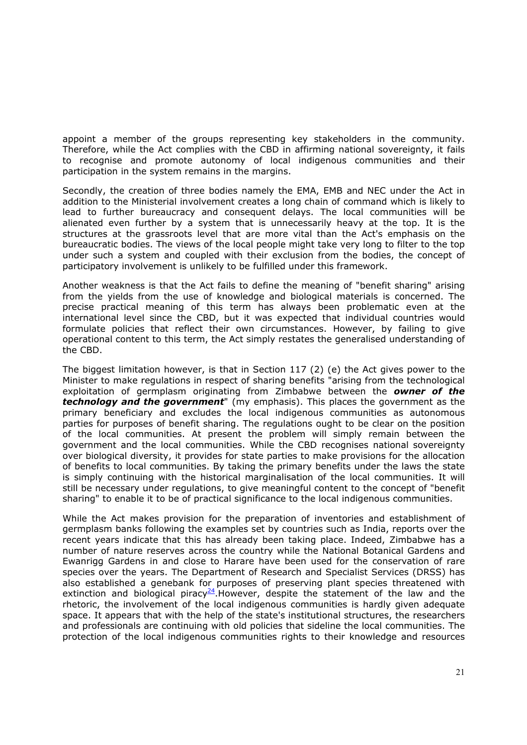appoint a member of the groups representing key stakeholders in the community. Therefore, while the Act complies with the CBD in affirming national sovereignty, it fails to recognise and promote autonomy of local indigenous communities and their participation in the system remains in the margins.

Secondly, the creation of three bodies namely the EMA, EMB and NEC under the Act in addition to the Ministerial involvement creates a long chain of command which is likely to lead to further bureaucracy and consequent delays. The local communities will be alienated even further by a system that is unnecessarily heavy at the top. It is the structures at the grassroots level that are more vital than the Act's emphasis on the bureaucratic bodies. The views of the local people might take very long to filter to the top under such a system and coupled with their exclusion from the bodies, the concept of participatory involvement is unlikely to be fulfilled under this framework.

Another weakness is that the Act fails to define the meaning of "benefit sharing" arising from the yields from the use of knowledge and biological materials is concerned. The precise practical meaning of this term has always been problematic even at the international level since the CBD, but it was expected that individual countries would formulate policies that reflect their own circumstances. However, by failing to give operational content to this term, the Act simply restates the generalised understanding of the CBD.

The biggest limitation however, is that in Section 117 (2) (e) the Act gives power to the Minister to make regulations in respect of sharing benefits "arising from the technological exploitation of germplasm originating from Zimbabwe between the ***owner of the technology and the government***" (my emphasis). This places the government as the primary beneficiary and excludes the local indigenous communities as autonomous parties for purposes of benefit sharing. The regulations ought to be clear on the position of the local communities. At present the problem will simply remain between the government and the local communities. While the CBD recognises national sovereignty over biological diversity, it provides for state parties to make provisions for the allocation of benefits to local communities. By taking the primary benefits under the laws the state is simply continuing with the historical marginalisation of the local communities. It will still be necessary under regulations, to give meaningful content to the concept of "benefit sharing" to enable it to be of practical significance to the local indigenous communities.

While the Act makes provision for the preparation of inventories and establishment of germplasm banks following the examples set by countries such as India, reports over the recent years indicate that this has already been taking place. Indeed, Zimbabwe has a number of nature reserves across the country while the National Botanical Gardens and Ewanrigg Gardens in and close to Harare have been used for the conservation of rare species over the years. The Department of Research and Specialist Services (DRSS) has also established a genebank for purposes of preserving plant species threatened with extinction and biological piracy[24].However, despite the statement of the law and the rhetoric, the involvement of the local indigenous communities is hardly given adequate space. It appears that with the help of the state's institutional structures, the researchers and professionals are continuing with old policies that sideline the local communities. The protection of the local indigenous communities rights to their knowledge and resources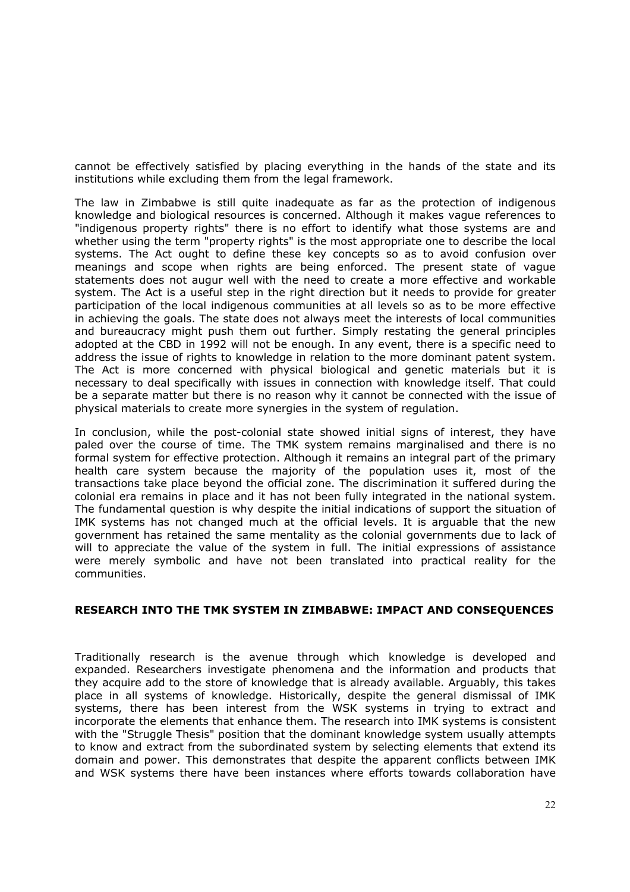cannot be effectively satisfied by placing everything in the hands of the state and its institutions while excluding them from the legal framework.

The law in Zimbabwe is still quite inadequate as far as the protection of indigenous knowledge and biological resources is concerned. Although it makes vague references to "indigenous property rights" there is no effort to identify what those systems are and whether using the term "property rights" is the most appropriate one to describe the local systems. The Act ought to define these key concepts so as to avoid confusion over meanings and scope when rights are being enforced. The present state of vague statements does not augur well with the need to create a more effective and workable system. The Act is a useful step in the right direction but it needs to provide for greater participation of the local indigenous communities at all levels so as to be more effective in achieving the goals. The state does not always meet the interests of local communities and bureaucracy might push them out further. Simply restating the general principles adopted at the CBD in 1992 will not be enough. In any event, there is a specific need to address the issue of rights to knowledge in relation to the more dominant patent system. The Act is more concerned with physical biological and genetic materials but it is necessary to deal specifically with issues in connection with knowledge itself. That could be a separate matter but there is no reason why it cannot be connected with the issue of physical materials to create more synergies in the system of regulation.

In conclusion, while the post-colonial state showed initial signs of interest, they have paled over the course of time. The TMK system remains marginalised and there is no formal system for effective protection. Although it remains an integral part of the primary health care system because the majority of the population uses it, most of the transactions take place beyond the official zone. The discrimination it suffered during the colonial era remains in place and it has not been fully integrated in the national system. The fundamental question is why despite the initial indications of support the situation of IMK systems has not changed much at the official levels. It is arguable that the new government has retained the same mentality as the colonial governments due to lack of will to appreciate the value of the system in full. The initial expressions of assistance were merely symbolic and have not been translated into practical reality for the communities.

## RESEARCH INTO THE TMK SYSTEM IN ZIMBABWE: IMPACT AND CONSEQUENCES

Traditionally research is the avenue through which knowledge is developed and expanded. Researchers investigate phenomena and the information and products that they acquire add to the store of knowledge that is already available. Arguably, this takes place in all systems of knowledge. Historically, despite the general dismissal of IMK systems, there has been interest from the WSK systems in trying to extract and incorporate the elements that enhance them. The research into IMK systems is consistent with the "Struggle Thesis" position that the dominant knowledge system usually attempts to know and extract from the subordinated system by selecting elements that extend its domain and power. This demonstrates that despite the apparent conflicts between IMK and WSK systems there have been instances where efforts towards collaboration have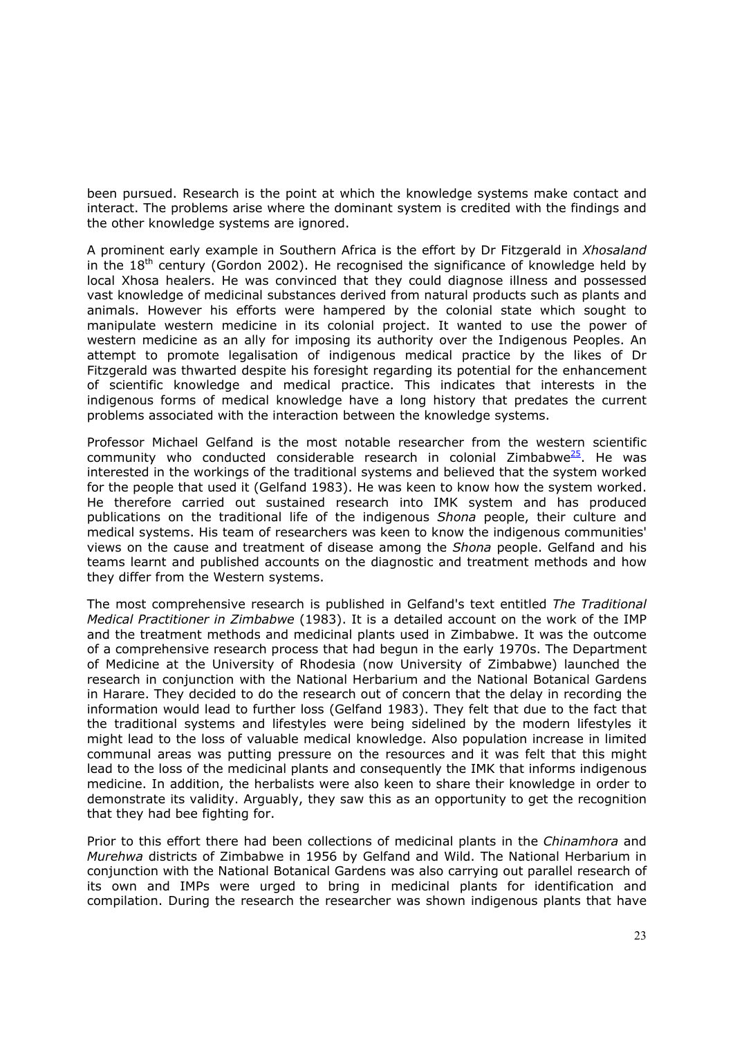been pursued. Research is the point at which the knowledge systems make contact and interact. The problems arise where the dominant system is credited with the findings and the other knowledge systems are ignored.

A prominent early example in Southern Africa is the effort by Dr Fitzgerald in *Xhosaland* in the 18th century (Gordon 2002). He recognised the significance of knowledge held by local Xhosa healers. He was convinced that they could diagnose illness and possessed vast knowledge of medicinal substances derived from natural products such as plants and animals. However his efforts were hampered by the colonial state which sought to manipulate western medicine in its colonial project. It wanted to use the power of western medicine as an ally for imposing its authority over the Indigenous Peoples. An attempt to promote legalisation of indigenous medical practice by the likes of Dr Fitzgerald was thwarted despite his foresight regarding its potential for the enhancement of scientific knowledge and medical practice. This indicates that interests in the indigenous forms of medical knowledge have a long history that predates the current problems associated with the interaction between the knowledge systems.

Professor Michael Gelfand is the most notable researcher from the western scientific community who conducted considerable research in colonial Zimbabwe[25]. He was interested in the workings of the traditional systems and believed that the system worked for the people that used it (Gelfand 1983). He was keen to know how the system worked. He therefore carried out sustained research into IMK system and has produced publications on the traditional life of the indigenous *Shona* people, their culture and medical systems. His team of researchers was keen to know the indigenous communities' views on the cause and treatment of disease among the *Shona* people. Gelfand and his teams learnt and published accounts on the diagnostic and treatment methods and how they differ from the Western systems.

The most comprehensive research is published in Gelfand's text entitled *The Traditional Medical Practitioner in Zimbabwe* (1983). It is a detailed account on the work of the IMP and the treatment methods and medicinal plants used in Zimbabwe. It was the outcome of a comprehensive research process that had begun in the early 1970s. The Department of Medicine at the University of Rhodesia (now University of Zimbabwe) launched the research in conjunction with the National Herbarium and the National Botanical Gardens in Harare. They decided to do the research out of concern that the delay in recording the information would lead to further loss (Gelfand 1983). They felt that due to the fact that the traditional systems and lifestyles were being sidelined by the modern lifestyles it might lead to the loss of valuable medical knowledge. Also population increase in limited communal areas was putting pressure on the resources and it was felt that this might lead to the loss of the medicinal plants and consequently the IMK that informs indigenous medicine. In addition, the herbalists were also keen to share their knowledge in order to demonstrate its validity. Arguably, they saw this as an opportunity to get the recognition that they had bee fighting for.

Prior to this effort there had been collections of medicinal plants in the *Chinamhora* and *Murehwa* districts of Zimbabwe in 1956 by Gelfand and Wild. The National Herbarium in conjunction with the National Botanical Gardens was also carrying out parallel research of its own and IMPs were urged to bring in medicinal plants for identification and compilation. During the research the researcher was shown indigenous plants that have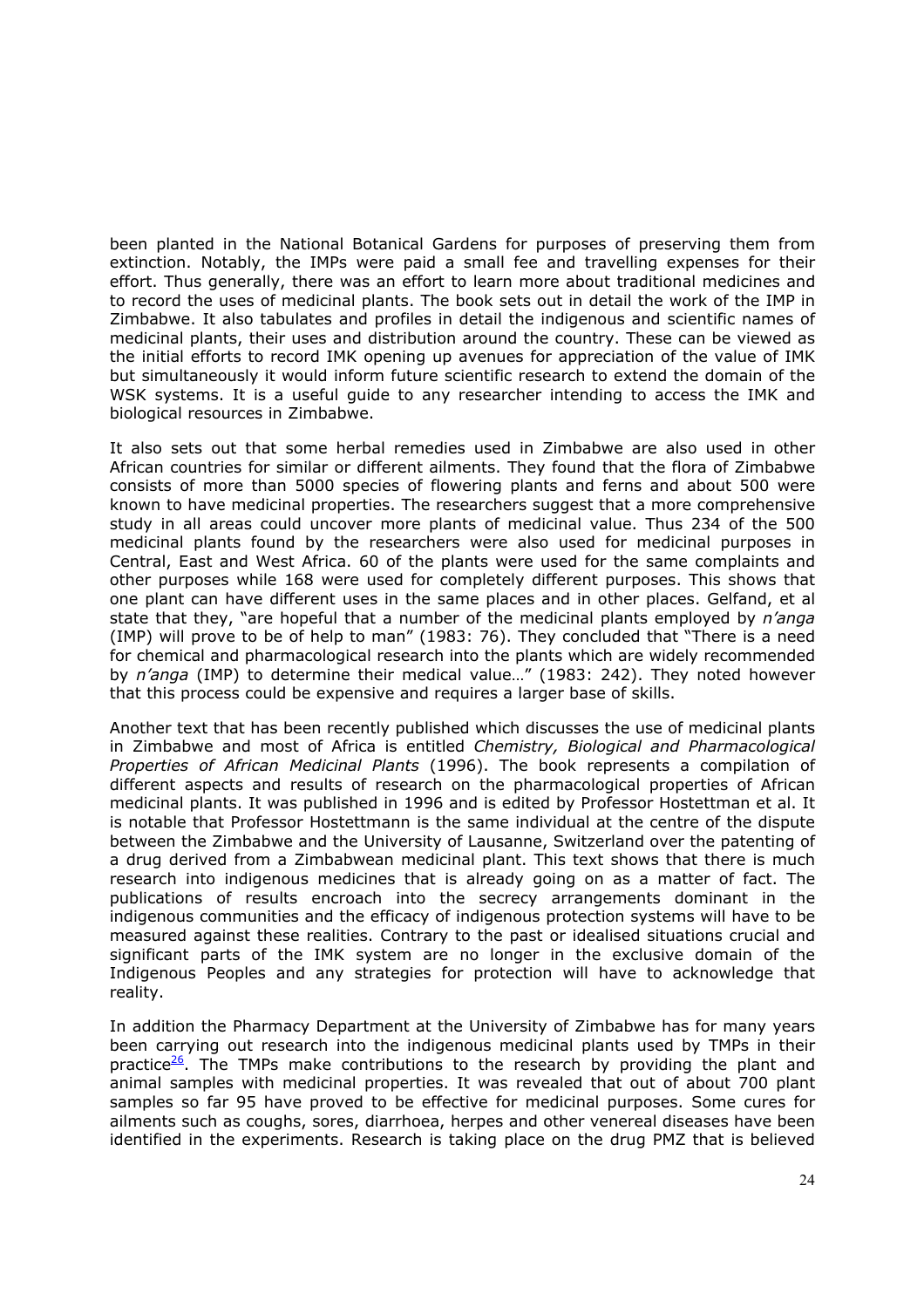been planted in the National Botanical Gardens for purposes of preserving them from extinction. Notably, the IMPs were paid a small fee and travelling expenses for their effort. Thus generally, there was an effort to learn more about traditional medicines and to record the uses of medicinal plants. The book sets out in detail the work of the IMP in Zimbabwe. It also tabulates and profiles in detail the indigenous and scientific names of medicinal plants, their uses and distribution around the country. These can be viewed as the initial efforts to record IMK opening up avenues for appreciation of the value of IMK but simultaneously it would inform future scientific research to extend the domain of the WSK systems. It is a useful guide to any researcher intending to access the IMK and biological resources in Zimbabwe.

It also sets out that some herbal remedies used in Zimbabwe are also used in other African countries for similar or different ailments. They found that the flora of Zimbabwe consists of more than 5000 species of flowering plants and ferns and about 500 were known to have medicinal properties. The researchers suggest that a more comprehensive study in all areas could uncover more plants of medicinal value. Thus 234 of the 500 medicinal plants found by the researchers were also used for medicinal purposes in Central, East and West Africa. 60 of the plants were used for the same complaints and other purposes while 168 were used for completely different purposes. This shows that one plant can have different uses in the same places and in other places. Gelfand, et al state that they, "are hopeful that a number of the medicinal plants employed by *n'anga* (IMP) will prove to be of help to man" (1983: 76). They concluded that "There is a need for chemical and pharmacological research into the plants which are widely recommended by *n'anga* (IMP) to determine their medical value…" (1983: 242). They noted however that this process could be expensive and requires a larger base of skills.

Another text that has been recently published which discusses the use of medicinal plants in Zimbabwe and most of Africa is entitled *Chemistry, Biological and Pharmacological Properties of African Medicinal Plants* (1996). The book represents a compilation of different aspects and results of research on the pharmacological properties of African medicinal plants. It was published in 1996 and is edited by Professor Hostettman et al. It is notable that Professor Hostettmann is the same individual at the centre of the dispute between the Zimbabwe and the University of Lausanne, Switzerland over the patenting of a drug derived from a Zimbabwean medicinal plant. This text shows that there is much research into indigenous medicines that is already going on as a matter of fact. The publications of results encroach into the secrecy arrangements dominant in the indigenous communities and the efficacy of indigenous protection systems will have to be measured against these realities. Contrary to the past or idealised situations crucial and significant parts of the IMK system are no longer in the exclusive domain of the Indigenous Peoples and any strategies for protection will have to acknowledge that reality.

In addition the Pharmacy Department at the University of Zimbabwe has for many years been carrying out research into the indigenous medicinal plants used by TMPs in their practice[26]. The TMPs make contributions to the research by providing the plant and animal samples with medicinal properties. It was revealed that out of about 700 plant samples so far 95 have proved to be effective for medicinal purposes. Some cures for ailments such as coughs, sores, diarrhoea, herpes and other venereal diseases have been identified in the experiments. Research is taking place on the drug PMZ that is believed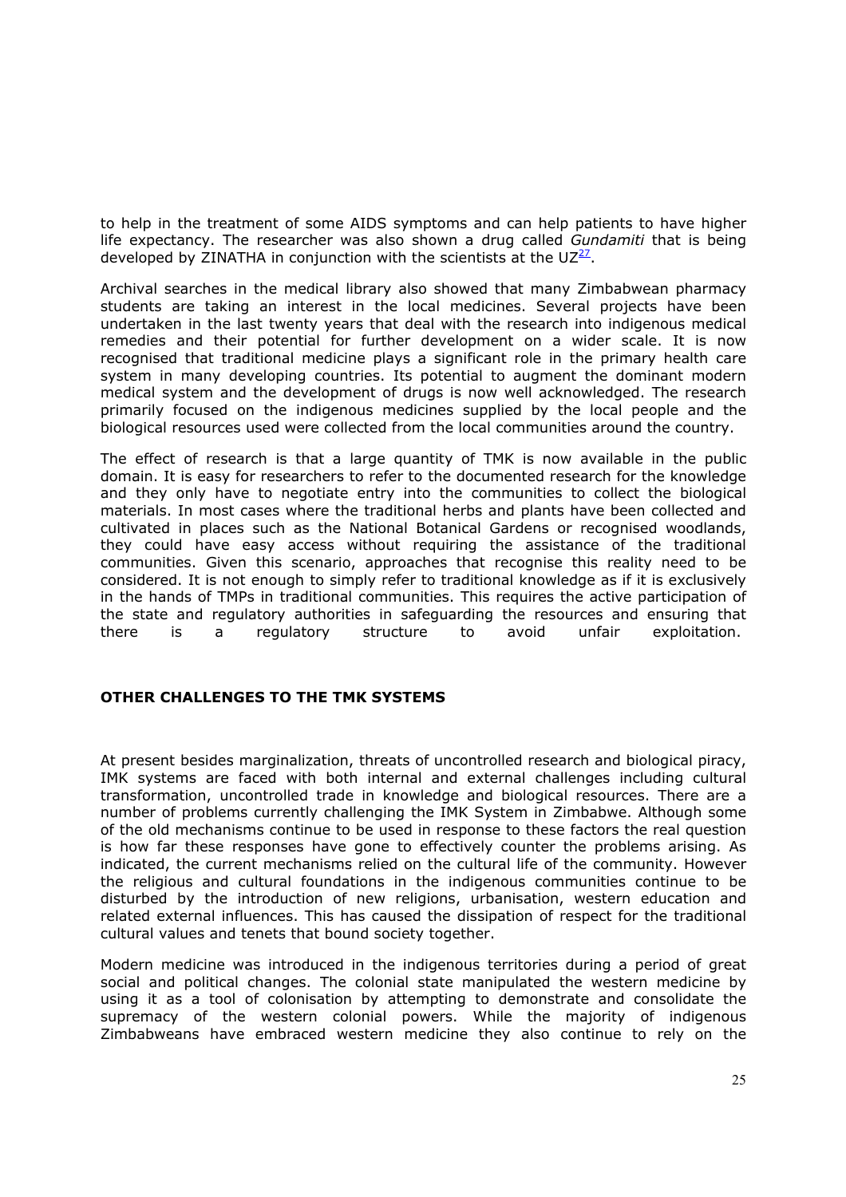to help in the treatment of some AIDS symptoms and can help patients to have higher life expectancy. The researcher was also shown a drug called *Gundamiti* that is being developed by ZINATHA in conjunction with the scientists at the UZ[27].

Archival searches in the medical library also showed that many Zimbabwean pharmacy students are taking an interest in the local medicines. Several projects have been undertaken in the last twenty years that deal with the research into indigenous medical remedies and their potential for further development on a wider scale. It is now recognised that traditional medicine plays a significant role in the primary health care system in many developing countries. Its potential to augment the dominant modern medical system and the development of drugs is now well acknowledged. The research primarily focused on the indigenous medicines supplied by the local people and the biological resources used were collected from the local communities around the country.

The effect of research is that a large quantity of TMK is now available in the public domain. It is easy for researchers to refer to the documented research for the knowledge and they only have to negotiate entry into the communities to collect the biological materials. In most cases where the traditional herbs and plants have been collected and cultivated in places such as the National Botanical Gardens or recognised woodlands, they could have easy access without requiring the assistance of the traditional communities. Given this scenario, approaches that recognise this reality need to be considered. It is not enough to simply refer to traditional knowledge as if it is exclusively in the hands of TMPs in traditional communities. This requires the active participation of the state and regulatory authorities in safeguarding the resources and ensuring that there is a regulatory structure to avoid unfair exploitation.

## OTHER CHALLENGES TO THE TMK SYSTEMS

At present besides marginalization, threats of uncontrolled research and biological piracy, IMK systems are faced with both internal and external challenges including cultural transformation, uncontrolled trade in knowledge and biological resources. There are a number of problems currently challenging the IMK System in Zimbabwe. Although some of the old mechanisms continue to be used in response to these factors the real question is how far these responses have gone to effectively counter the problems arising. As indicated, the current mechanisms relied on the cultural life of the community. However the religious and cultural foundations in the indigenous communities continue to be disturbed by the introduction of new religions, urbanisation, western education and related external influences. This has caused the dissipation of respect for the traditional cultural values and tenets that bound society together.

Modern medicine was introduced in the indigenous territories during a period of great social and political changes. The colonial state manipulated the western medicine by using it as a tool of colonisation by attempting to demonstrate and consolidate the supremacy of the western colonial powers. While the majority of indigenous Zimbabweans have embraced western medicine they also continue to rely on the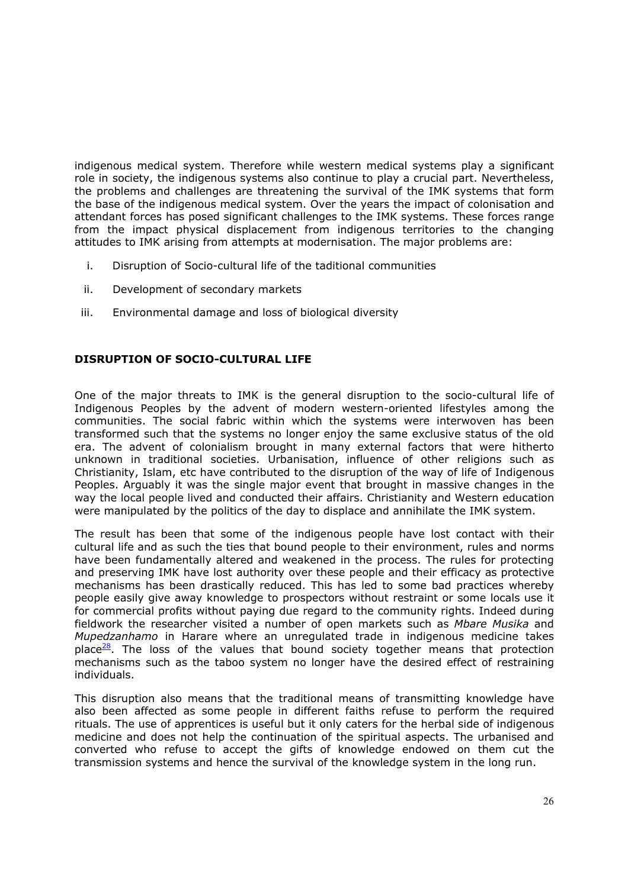indigenous medical system. Therefore while western medical systems play a significant role in society, the indigenous systems also continue to play a crucial part. Nevertheless, the problems and challenges are threatening the survival of the IMK systems that form the base of the indigenous medical system. Over the years the impact of colonisation and attendant forces has posed significant challenges to the IMK systems. These forces range from the impact physical displacement from indigenous territories to the changing attitudes to IMK arising from attempts at modernisation. The major problems are:

i. Disruption of Socio-cultural life of the taditional communities
ii. Development of secondary markets
iii. Environmental damage and loss of biological diversity

## DISRUPTION OF SOCIO-CULTURAL LIFE

One of the major threats to IMK is the general disruption to the socio-cultural life of Indigenous Peoples by the advent of modern western-oriented lifestyles among the communities. The social fabric within which the systems were interwoven has been transformed such that the systems no longer enjoy the same exclusive status of the old era. The advent of colonialism brought in many external factors that were hitherto unknown in traditional societies. Urbanisation, influence of other religions such as Christianity, Islam, etc have contributed to the disruption of the way of life of Indigenous Peoples. Arguably it was the single major event that brought in massive changes in the way the local people lived and conducted their affairs. Christianity and Western education were manipulated by the politics of the day to displace and annihilate the IMK system.

The result has been that some of the indigenous people have lost contact with their cultural life and as such the ties that bound people to their environment, rules and norms have been fundamentally altered and weakened in the process. The rules for protecting and preserving IMK have lost authority over these people and their efficacy as protective mechanisms has been drastically reduced. This has led to some bad practices whereby people easily give away knowledge to prospectors without restraint or some locals use it for commercial profits without paying due regard to the community rights. Indeed during fieldwork the researcher visited a number of open markets such as *Mbare Musika* and *Mupedzanhamo* in Harare where an unregulated trade in indigenous medicine takes place[28]. The loss of the values that bound society together means that protection mechanisms such as the taboo system no longer have the desired effect of restraining individuals.

This disruption also means that the traditional means of transmitting knowledge have also been affected as some people in different faiths refuse to perform the required rituals. The use of apprentices is useful but it only caters for the herbal side of indigenous medicine and does not help the continuation of the spiritual aspects. The urbanised and converted who refuse to accept the gifts of knowledge endowed on them cut the transmission systems and hence the survival of the knowledge system in the long run.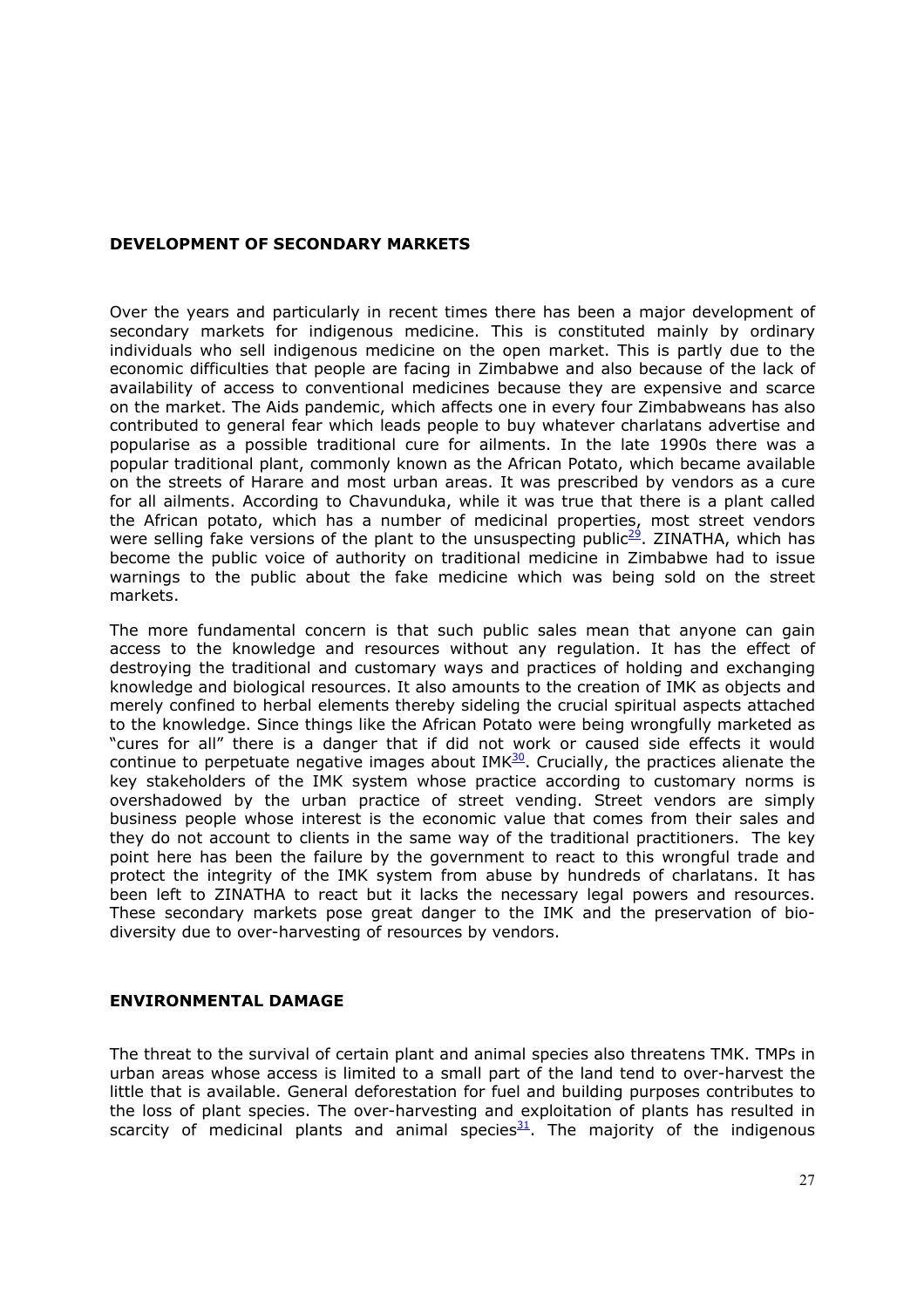## DEVELOPMENT OF SECONDARY MARKETS

Over the years and particularly in recent times there has been a major development of secondary markets for indigenous medicine. This is constituted mainly by ordinary individuals who sell indigenous medicine on the open market. This is partly due to the economic difficulties that people are facing in Zimbabwe and also because of the lack of availability of access to conventional medicines because they are expensive and scarce on the market. The Aids pandemic, which affects one in every four Zimbabweans has also contributed to general fear which leads people to buy whatever charlatans advertise and popularise as a possible traditional cure for ailments. In the late 1990s there was a popular traditional plant, commonly known as the African Potato, which became available on the streets of Harare and most urban areas. It was prescribed by vendors as a cure for all ailments. According to Chavunduka, while it was true that there is a plant called the African potato, which has a number of medicinal properties, most street vendors were selling fake versions of the plant to the unsuspecting public[29]. ZINATHA, which has become the public voice of authority on traditional medicine in Zimbabwe had to issue warnings to the public about the fake medicine which was being sold on the street markets.

The more fundamental concern is that such public sales mean that anyone can gain access to the knowledge and resources without any regulation. It has the effect of destroying the traditional and customary ways and practices of holding and exchanging knowledge and biological resources. It also amounts to the creation of IMK as objects and merely confined to herbal elements thereby sideling the crucial spiritual aspects attached to the knowledge. Since things like the African Potato were being wrongfully marketed as "cures for all" there is a danger that if did not work or caused side effects it would continue to perpetuate negative images about IMK[30]. Crucially, the practices alienate the key stakeholders of the IMK system whose practice according to customary norms is overshadowed by the urban practice of street vending. Street vendors are simply business people whose interest is the economic value that comes from their sales and they do not account to clients in the same way of the traditional practitioners. The key point here has been the failure by the government to react to this wrongful trade and protect the integrity of the IMK system from abuse by hundreds of charlatans. It has been left to ZINATHA to react but it lacks the necessary legal powers and resources. These secondary markets pose great danger to the IMK and the preservation of bio-diversity due to over-harvesting of resources by vendors.

## ENVIRONMENTAL DAMAGE

The threat to the survival of certain plant and animal species also threatens TMK. TMPs in urban areas whose access is limited to a small part of the land tend to over-harvest the little that is available. General deforestation for fuel and building purposes contributes to the loss of plant species. The over-harvesting and exploitation of plants has resulted in scarcity of medicinal plants and animal species[31]. The majority of the indigenous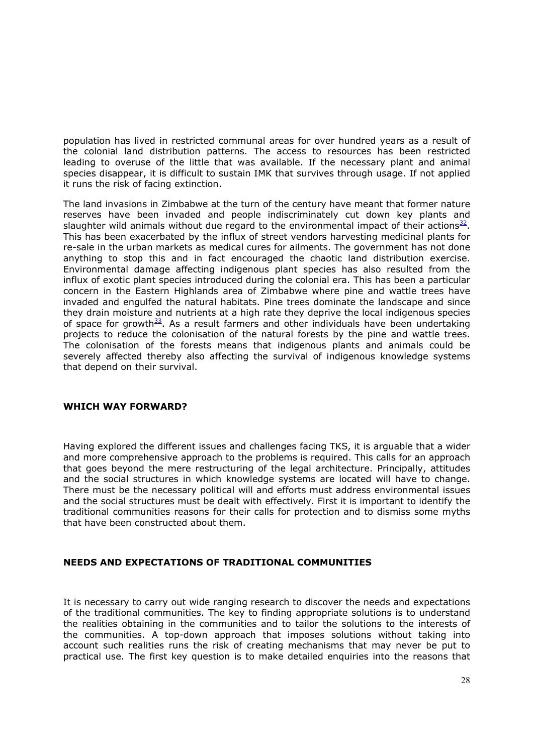population has lived in restricted communal areas for over hundred years as a result of the colonial land distribution patterns. The access to resources has been restricted leading to overuse of the little that was available. If the necessary plant and animal species disappear, it is difficult to sustain IMK that survives through usage. If not applied it runs the risk of facing extinction.

The land invasions in Zimbabwe at the turn of the century have meant that former nature reserves have been invaded and people indiscriminately cut down key plants and slaughter wild animals without due regard to the environmental impact of their actions[32]. This has been exacerbated by the influx of street vendors harvesting medicinal plants for re-sale in the urban markets as medical cures for ailments. The government has not done anything to stop this and in fact encouraged the chaotic land distribution exercise. Environmental damage affecting indigenous plant species has also resulted from the influx of exotic plant species introduced during the colonial era. This has been a particular concern in the Eastern Highlands area of Zimbabwe where pine and wattle trees have invaded and engulfed the natural habitats. Pine trees dominate the landscape and since they drain moisture and nutrients at a high rate they deprive the local indigenous species of space for growth[33]. As a result farmers and other individuals have been undertaking projects to reduce the colonisation of the natural forests by the pine and wattle trees. The colonisation of the forests means that indigenous plants and animals could be severely affected thereby also affecting the survival of indigenous knowledge systems that depend on their survival.

## WHICH WAY FORWARD?

Having explored the different issues and challenges facing TKS, it is arguable that a wider and more comprehensive approach to the problems is required. This calls for an approach that goes beyond the mere restructuring of the legal architecture. Principally, attitudes and the social structures in which knowledge systems are located will have to change. There must be the necessary political will and efforts must address environmental issues and the social structures must be dealt with effectively. First it is important to identify the traditional communities reasons for their calls for protection and to dismiss some myths that have been constructed about them.

## NEEDS AND EXPECTATIONS OF TRADITIONAL COMMUNITIES

It is necessary to carry out wide ranging research to discover the needs and expectations of the traditional communities. The key to finding appropriate solutions is to understand the realities obtaining in the communities and to tailor the solutions to the interests of the communities. A top-down approach that imposes solutions without taking into account such realities runs the risk of creating mechanisms that may never be put to practical use. The first key question is to make detailed enquiries into the reasons that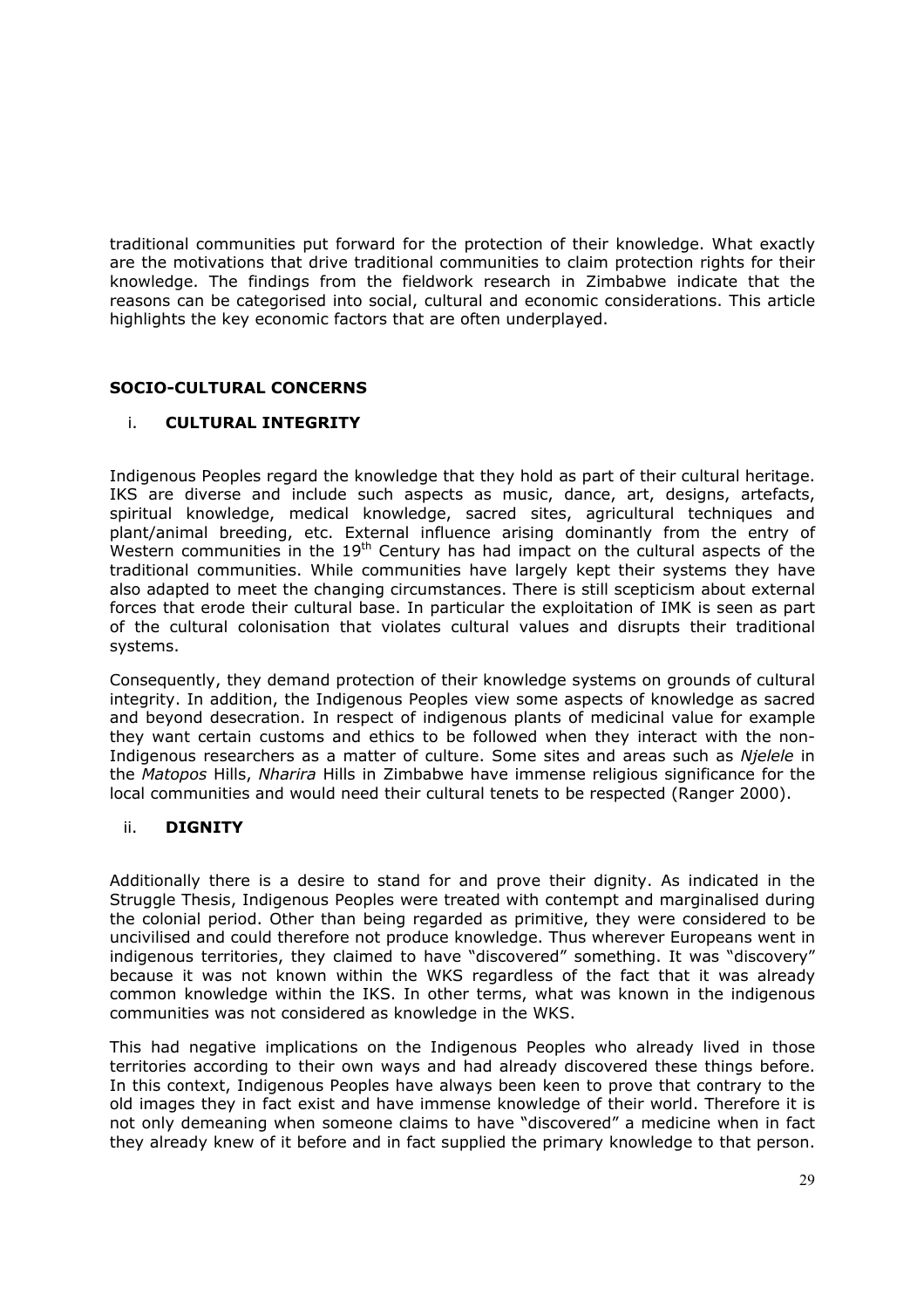traditional communities put forward for the protection of their knowledge. What exactly are the motivations that drive traditional communities to claim protection rights for their knowledge. The findings from the fieldwork research in Zimbabwe indicate that the reasons can be categorised into social, cultural and economic considerations. This article highlights the key economic factors that are often underplayed.

## SOCIO-CULTURAL CONCERNS

### i. CULTURAL INTEGRITY

Indigenous Peoples regard the knowledge that they hold as part of their cultural heritage. IKS are diverse and include such aspects as music, dance, art, designs, artefacts, spiritual knowledge, medical knowledge, sacred sites, agricultural techniques and plant/animal breeding, etc. External influence arising dominantly from the entry of Western communities in the 19th Century has had impact on the cultural aspects of the traditional communities. While communities have largely kept their systems they have also adapted to meet the changing circumstances. There is still scepticism about external forces that erode their cultural base. In particular the exploitation of IMK is seen as part of the cultural colonisation that violates cultural values and disrupts their traditional systems.

Consequently, they demand protection of their knowledge systems on grounds of cultural integrity. In addition, the Indigenous Peoples view some aspects of knowledge as sacred and beyond desecration. In respect of indigenous plants of medicinal value for example they want certain customs and ethics to be followed when they interact with the non-Indigenous researchers as a matter of culture. Some sites and areas such as *Njelele* in the *Matopos* Hills, *Nharira* Hills in Zimbabwe have immense religious significance for the local communities and would need their cultural tenets to be respected (Ranger 2000).

### ii. DIGNITY

Additionally there is a desire to stand for and prove their dignity. As indicated in the Struggle Thesis, Indigenous Peoples were treated with contempt and marginalised during the colonial period. Other than being regarded as primitive, they were considered to be uncivilised and could therefore not produce knowledge. Thus wherever Europeans went in indigenous territories, they claimed to have "discovered" something. It was "discovery" because it was not known within the WKS regardless of the fact that it was already common knowledge within the IKS. In other terms, what was known in the indigenous communities was not considered as knowledge in the WKS.

This had negative implications on the Indigenous Peoples who already lived in those territories according to their own ways and had already discovered these things before. In this context, Indigenous Peoples have always been keen to prove that contrary to the old images they in fact exist and have immense knowledge of their world. Therefore it is not only demeaning when someone claims to have "discovered" a medicine when in fact they already knew of it before and in fact supplied the primary knowledge to that person.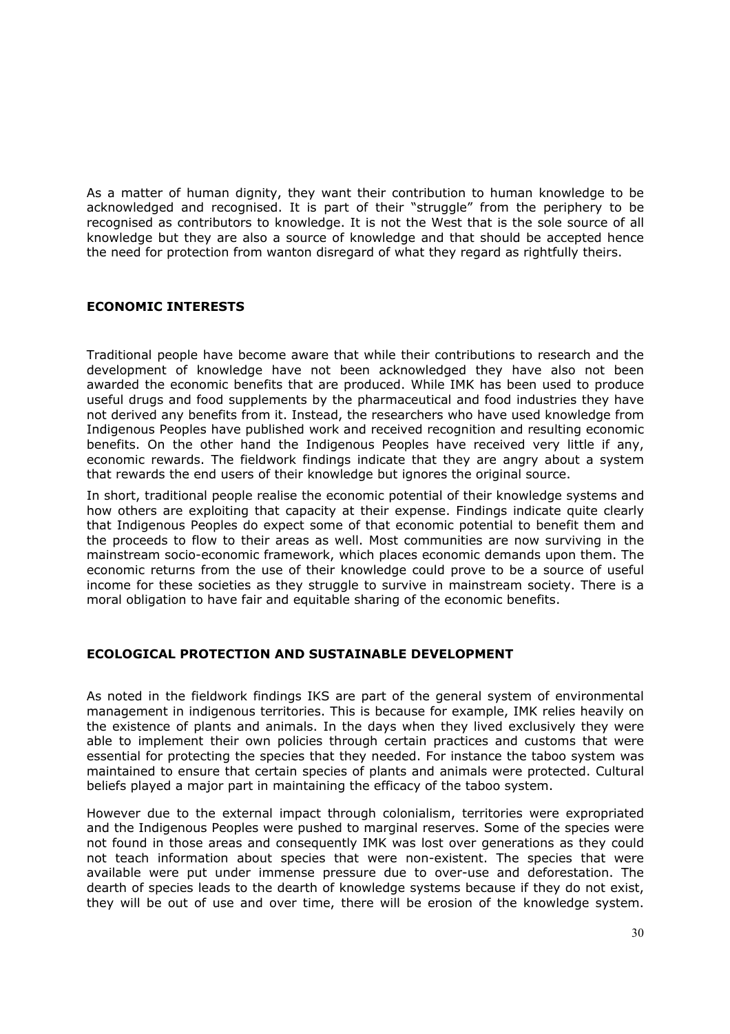As a matter of human dignity, they want their contribution to human knowledge to be acknowledged and recognised. It is part of their "struggle" from the periphery to be recognised as contributors to knowledge. It is not the West that is the sole source of all knowledge but they are also a source of knowledge and that should be accepted hence the need for protection from wanton disregard of what they regard as rightfully theirs.

## ECONOMIC INTERESTS

Traditional people have become aware that while their contributions to research and the development of knowledge have not been acknowledged they have also not been awarded the economic benefits that are produced. While IMK has been used to produce useful drugs and food supplements by the pharmaceutical and food industries they have not derived any benefits from it. Instead, the researchers who have used knowledge from Indigenous Peoples have published work and received recognition and resulting economic benefits. On the other hand the Indigenous Peoples have received very little if any, economic rewards. The fieldwork findings indicate that they are angry about a system that rewards the end users of their knowledge but ignores the original source.

In short, traditional people realise the economic potential of their knowledge systems and how others are exploiting that capacity at their expense. Findings indicate quite clearly that Indigenous Peoples do expect some of that economic potential to benefit them and the proceeds to flow to their areas as well. Most communities are now surviving in the mainstream socio-economic framework, which places economic demands upon them. The economic returns from the use of their knowledge could prove to be a source of useful income for these societies as they struggle to survive in mainstream society. There is a moral obligation to have fair and equitable sharing of the economic benefits.

## ECOLOGICAL PROTECTION AND SUSTAINABLE DEVELOPMENT

As noted in the fieldwork findings IKS are part of the general system of environmental management in indigenous territories. This is because for example, IMK relies heavily on the existence of plants and animals. In the days when they lived exclusively they were able to implement their own policies through certain practices and customs that were essential for protecting the species that they needed. For instance the taboo system was maintained to ensure that certain species of plants and animals were protected. Cultural beliefs played a major part in maintaining the efficacy of the taboo system.

However due to the external impact through colonialism, territories were expropriated and the Indigenous Peoples were pushed to marginal reserves. Some of the species were not found in those areas and consequently IMK was lost over generations as they could not teach information about species that were non-existent. The species that were available were put under immense pressure due to over-use and deforestation. The dearth of species leads to the dearth of knowledge systems because if they do not exist, they will be out of use and over time, there will be erosion of the knowledge system.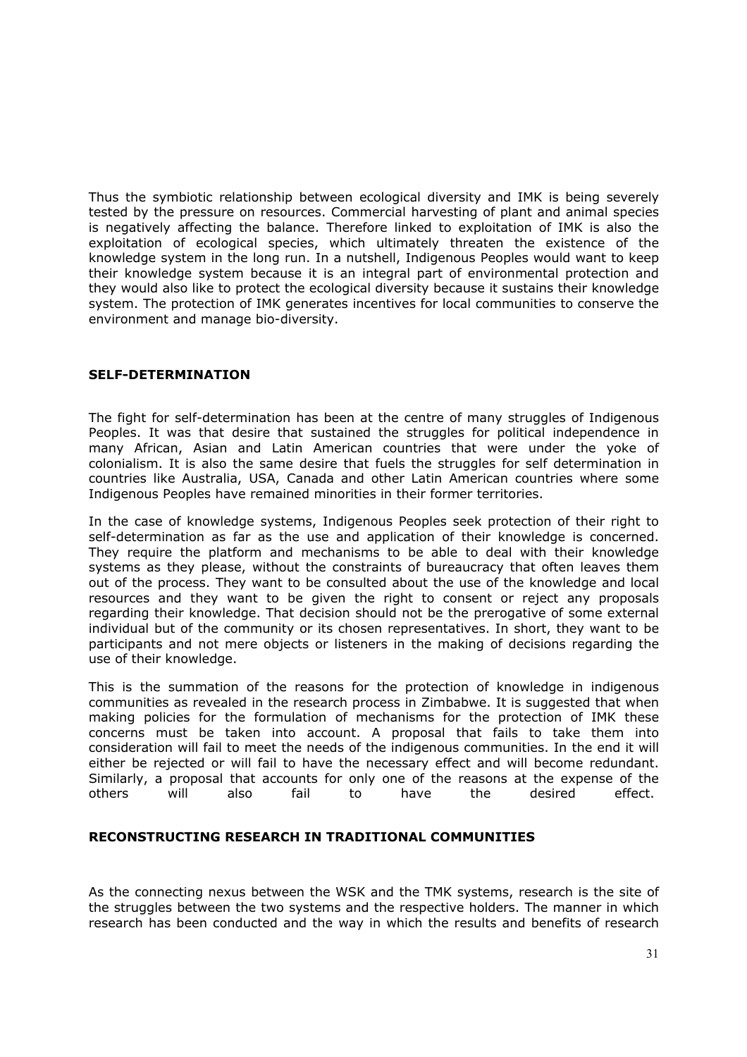Thus the symbiotic relationship between ecological diversity and IMK is being severely tested by the pressure on resources. Commercial harvesting of plant and animal species is negatively affecting the balance. Therefore linked to exploitation of IMK is also the exploitation of ecological species, which ultimately threaten the existence of the knowledge system in the long run. In a nutshell, Indigenous Peoples would want to keep their knowledge system because it is an integral part of environmental protection and they would also like to protect the ecological diversity because it sustains their knowledge system. The protection of IMK generates incentives for local communities to conserve the environment and manage bio-diversity.

## SELF-DETERMINATION

The fight for self-determination has been at the centre of many struggles of Indigenous Peoples. It was that desire that sustained the struggles for political independence in many African, Asian and Latin American countries that were under the yoke of colonialism. It is also the same desire that fuels the struggles for self determination in countries like Australia, USA, Canada and other Latin American countries where some Indigenous Peoples have remained minorities in their former territories.

In the case of knowledge systems, Indigenous Peoples seek protection of their right to self-determination as far as the use and application of their knowledge is concerned. They require the platform and mechanisms to be able to deal with their knowledge systems as they please, without the constraints of bureaucracy that often leaves them out of the process. They want to be consulted about the use of the knowledge and local resources and they want to be given the right to consent or reject any proposals regarding their knowledge. That decision should not be the prerogative of some external individual but of the community or its chosen representatives. In short, they want to be participants and not mere objects or listeners in the making of decisions regarding the use of their knowledge.

This is the summation of the reasons for the protection of knowledge in indigenous communities as revealed in the research process in Zimbabwe. It is suggested that when making policies for the formulation of mechanisms for the protection of IMK these concerns must be taken into account. A proposal that fails to take them into consideration will fail to meet the needs of the indigenous communities. In the end it will either be rejected or will fail to have the necessary effect and will become redundant. Similarly, a proposal that accounts for only one of the reasons at the expense of the others will also fail to have the desired effect.

## RECONSTRUCTING RESEARCH IN TRADITIONAL COMMUNITIES

As the connecting nexus between the WSK and the TMK systems, research is the site of the struggles between the two systems and the respective holders. The manner in which research has been conducted and the way in which the results and benefits of research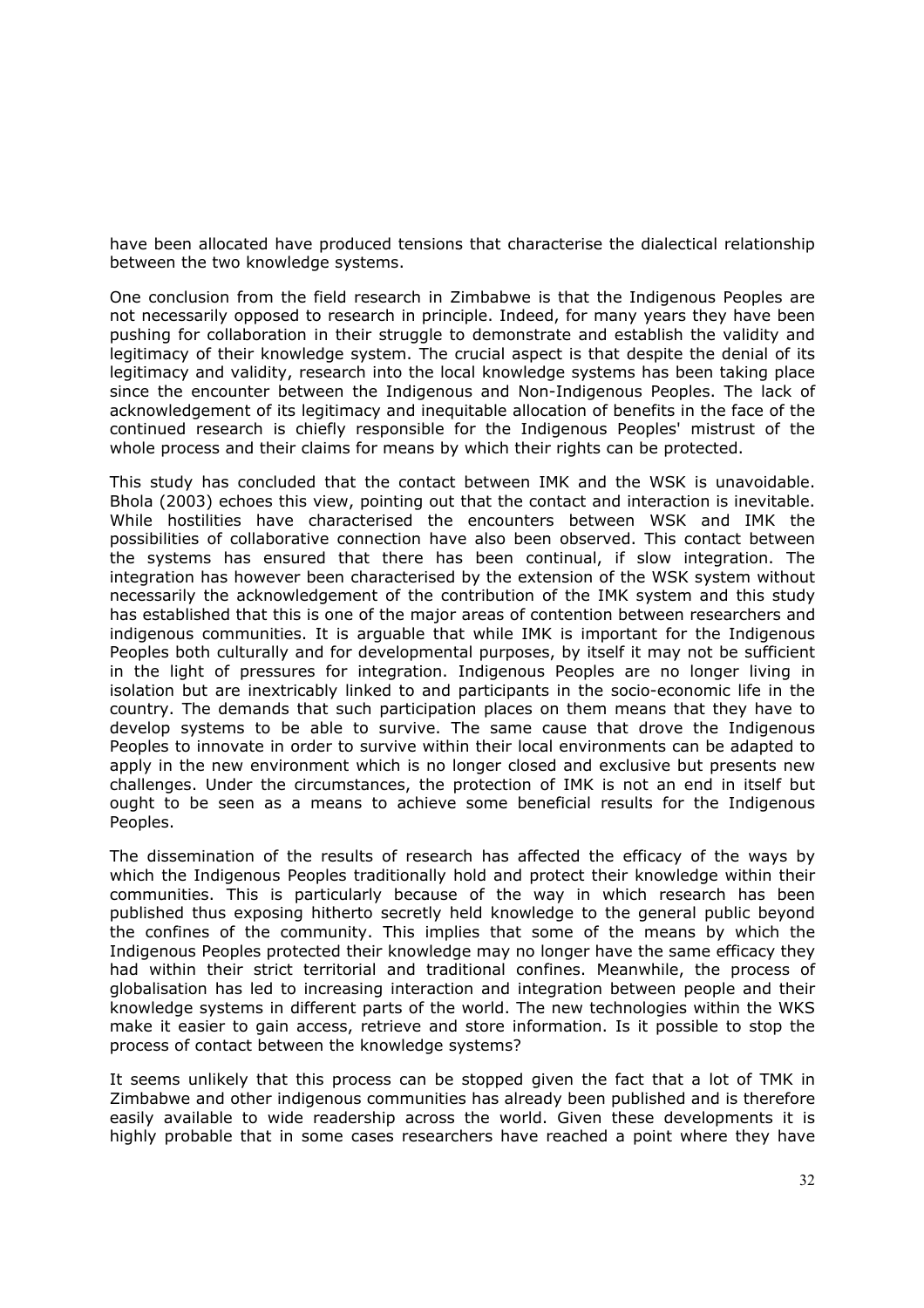have been allocated have produced tensions that characterise the dialectical relationship between the two knowledge systems.

One conclusion from the field research in Zimbabwe is that the Indigenous Peoples are not necessarily opposed to research in principle. Indeed, for many years they have been pushing for collaboration in their struggle to demonstrate and establish the validity and legitimacy of their knowledge system. The crucial aspect is that despite the denial of its legitimacy and validity, research into the local knowledge systems has been taking place since the encounter between the Indigenous and Non-Indigenous Peoples. The lack of acknowledgement of its legitimacy and inequitable allocation of benefits in the face of the continued research is chiefly responsible for the Indigenous Peoples' mistrust of the whole process and their claims for means by which their rights can be protected.

This study has concluded that the contact between IMK and the WSK is unavoidable. Bhola (2003) echoes this view, pointing out that the contact and interaction is inevitable. While hostilities have characterised the encounters between WSK and IMK the possibilities of collaborative connection have also been observed. This contact between the systems has ensured that there has been continual, if slow integration. The integration has however been characterised by the extension of the WSK system without necessarily the acknowledgement of the contribution of the IMK system and this study has established that this is one of the major areas of contention between researchers and indigenous communities. It is arguable that while IMK is important for the Indigenous Peoples both culturally and for developmental purposes, by itself it may not be sufficient in the light of pressures for integration. Indigenous Peoples are no longer living in isolation but are inextricably linked to and participants in the socio-economic life in the country. The demands that such participation places on them means that they have to develop systems to be able to survive. The same cause that drove the Indigenous Peoples to innovate in order to survive within their local environments can be adapted to apply in the new environment which is no longer closed and exclusive but presents new challenges. Under the circumstances, the protection of IMK is not an end in itself but ought to be seen as a means to achieve some beneficial results for the Indigenous Peoples.

The dissemination of the results of research has affected the efficacy of the ways by which the Indigenous Peoples traditionally hold and protect their knowledge within their communities. This is particularly because of the way in which research has been published thus exposing hitherto secretly held knowledge to the general public beyond the confines of the community. This implies that some of the means by which the Indigenous Peoples protected their knowledge may no longer have the same efficacy they had within their strict territorial and traditional confines. Meanwhile, the process of globalisation has led to increasing interaction and integration between people and their knowledge systems in different parts of the world. The new technologies within the WKS make it easier to gain access, retrieve and store information. Is it possible to stop the process of contact between the knowledge systems?

It seems unlikely that this process can be stopped given the fact that a lot of TMK in Zimbabwe and other indigenous communities has already been published and is therefore easily available to wide readership across the world. Given these developments it is highly probable that in some cases researchers have reached a point where they have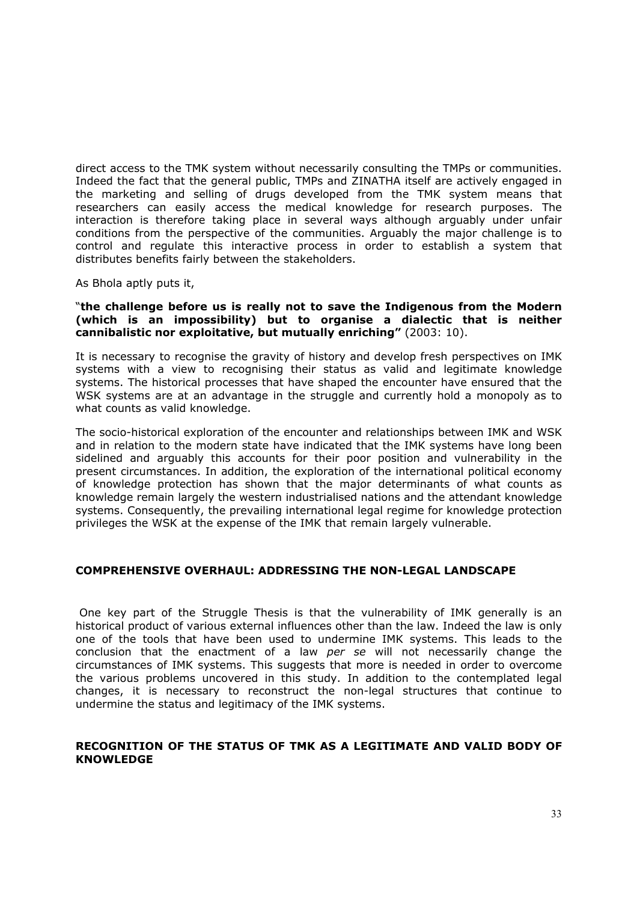direct access to the TMK system without necessarily consulting the TMPs or communities. Indeed the fact that the general public, TMPs and ZINATHA itself are actively engaged in the marketing and selling of drugs developed from the TMK system means that researchers can easily access the medical knowledge for research purposes. The interaction is therefore taking place in several ways although arguably under unfair conditions from the perspective of the communities. Arguably the major challenge is to control and regulate this interactive process in order to establish a system that distributes benefits fairly between the stakeholders.

As Bhola aptly puts it,

"**the challenge before us is really not to save the Indigenous from the Modern (which is an impossibility) but to organise a dialectic that is neither cannibalistic nor exploitative, but mutually enriching"** (2003: 10).

It is necessary to recognise the gravity of history and develop fresh perspectives on IMK systems with a view to recognising their status as valid and legitimate knowledge systems. The historical processes that have shaped the encounter have ensured that the WSK systems are at an advantage in the struggle and currently hold a monopoly as to what counts as valid knowledge.

The socio-historical exploration of the encounter and relationships between IMK and WSK and in relation to the modern state have indicated that the IMK systems have long been sidelined and arguably this accounts for their poor position and vulnerability in the present circumstances. In addition, the exploration of the international political economy of knowledge protection has shown that the major determinants of what counts as knowledge remain largely the western industrialised nations and the attendant knowledge systems. Consequently, the prevailing international legal regime for knowledge protection privileges the WSK at the expense of the IMK that remain largely vulnerable.

## COMPREHENSIVE OVERHAUL: ADDRESSING THE NON-LEGAL LANDSCAPE

One key part of the Struggle Thesis is that the vulnerability of IMK generally is an historical product of various external influences other than the law. Indeed the law is only one of the tools that have been used to undermine IMK systems. This leads to the conclusion that the enactment of a law *per se* will not necessarily change the circumstances of IMK systems. This suggests that more is needed in order to overcome the various problems uncovered in this study. In addition to the contemplated legal changes, it is necessary to reconstruct the non-legal structures that continue to undermine the status and legitimacy of the IMK systems.

## RECOGNITION OF THE STATUS OF TMK AS A LEGITIMATE AND VALID BODY OF KNOWLEDGE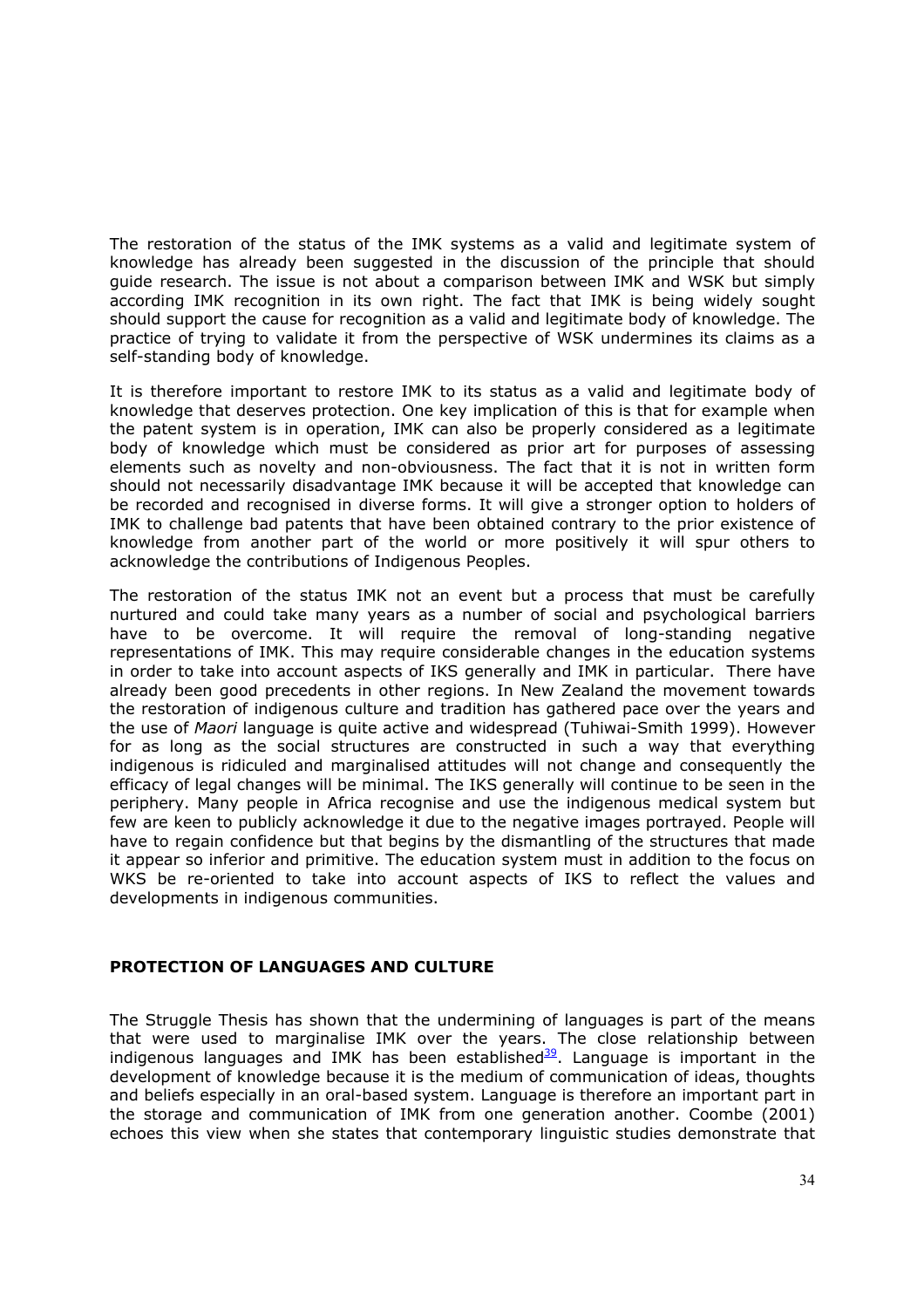The restoration of the status of the IMK systems as a valid and legitimate system of knowledge has already been suggested in the discussion of the principle that should guide research. The issue is not about a comparison between IMK and WSK but simply according IMK recognition in its own right. The fact that IMK is being widely sought should support the cause for recognition as a valid and legitimate body of knowledge. The practice of trying to validate it from the perspective of WSK undermines its claims as a self-standing body of knowledge.

It is therefore important to restore IMK to its status as a valid and legitimate body of knowledge that deserves protection. One key implication of this is that for example when the patent system is in operation, IMK can also be properly considered as a legitimate body of knowledge which must be considered as prior art for purposes of assessing elements such as novelty and non-obviousness. The fact that it is not in written form should not necessarily disadvantage IMK because it will be accepted that knowledge can be recorded and recognised in diverse forms. It will give a stronger option to holders of IMK to challenge bad patents that have been obtained contrary to the prior existence of knowledge from another part of the world or more positively it will spur others to acknowledge the contributions of Indigenous Peoples.

The restoration of the status IMK not an event but a process that must be carefully nurtured and could take many years as a number of social and psychological barriers have to be overcome. It will require the removal of long-standing negative representations of IMK. This may require considerable changes in the education systems in order to take into account aspects of IKS generally and IMK in particular. There have already been good precedents in other regions. In New Zealand the movement towards the restoration of indigenous culture and tradition has gathered pace over the years and the use of *Maori* language is quite active and widespread (Tuhiwai-Smith 1999). However for as long as the social structures are constructed in such a way that everything indigenous is ridiculed and marginalised attitudes will not change and consequently the efficacy of legal changes will be minimal. The IKS generally will continue to be seen in the periphery. Many people in Africa recognise and use the indigenous medical system but few are keen to publicly acknowledge it due to the negative images portrayed. People will have to regain confidence but that begins by the dismantling of the structures that made it appear so inferior and primitive. The education system must in addition to the focus on WKS be re-oriented to take into account aspects of IKS to reflect the values and developments in indigenous communities.

## PROTECTION OF LANGUAGES AND CULTURE

The Struggle Thesis has shown that the undermining of languages is part of the means that were used to marginalise IMK over the years. The close relationship between indigenous languages and IMK has been established[39]. Language is important in the development of knowledge because it is the medium of communication of ideas, thoughts and beliefs especially in an oral-based system. Language is therefore an important part in the storage and communication of IMK from one generation another. Coombe (2001) echoes this view when she states that contemporary linguistic studies demonstrate that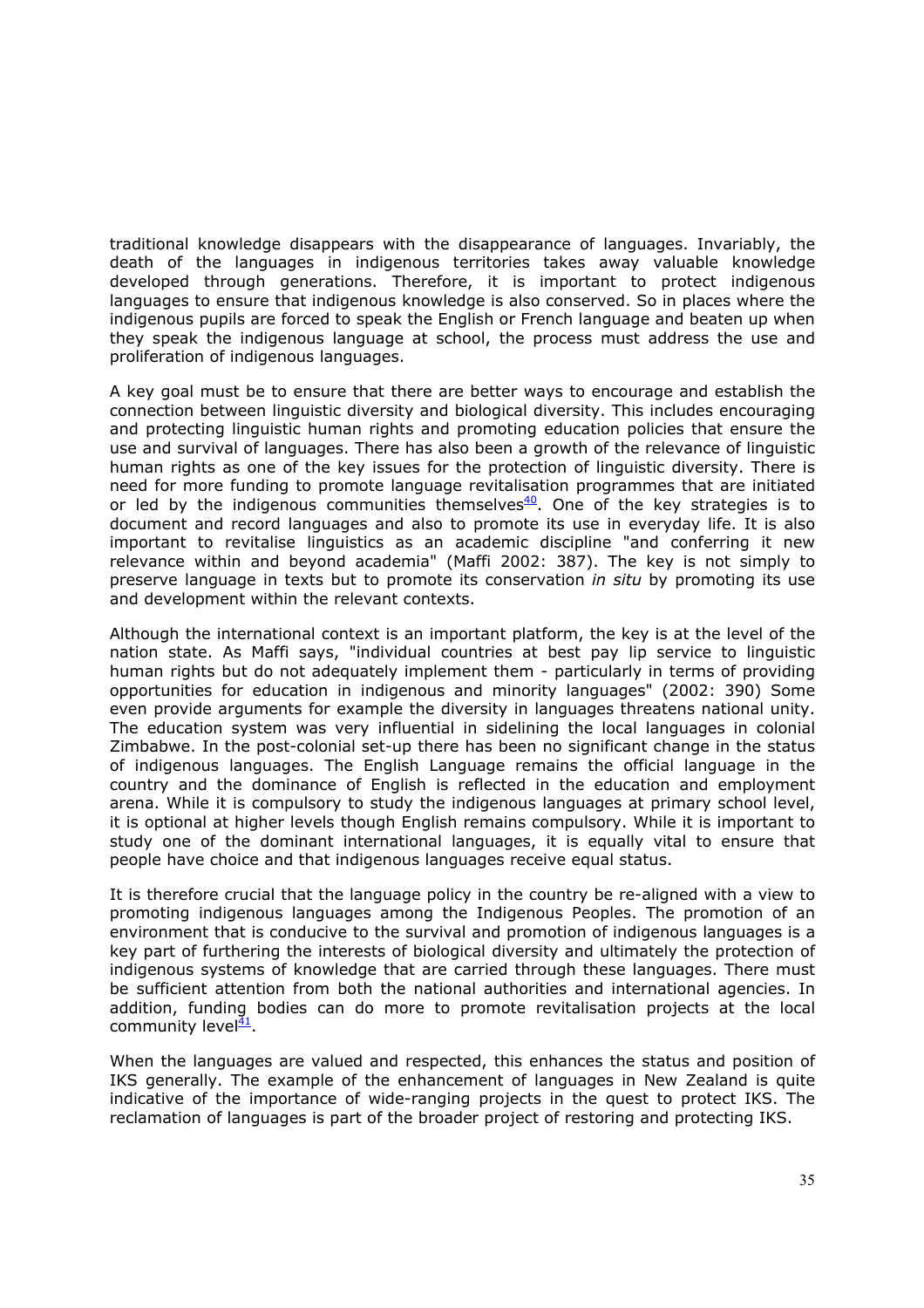traditional knowledge disappears with the disappearance of languages. Invariably, the death of the languages in indigenous territories takes away valuable knowledge developed through generations. Therefore, it is important to protect indigenous languages to ensure that indigenous knowledge is also conserved. So in places where the indigenous pupils are forced to speak the English or French language and beaten up when they speak the indigenous language at school, the process must address the use and proliferation of indigenous languages.

A key goal must be to ensure that there are better ways to encourage and establish the connection between linguistic diversity and biological diversity. This includes encouraging and protecting linguistic human rights and promoting education policies that ensure the use and survival of languages. There has also been a growth of the relevance of linguistic human rights as one of the key issues for the protection of linguistic diversity. There is need for more funding to promote language revitalisation programmes that are initiated or led by the indigenous communities themselves[40]. One of the key strategies is to document and record languages and also to promote its use in everyday life. It is also important to revitalise linguistics as an academic discipline "and conferring it new relevance within and beyond academia" (Maffi 2002: 387). The key is not simply to preserve language in texts but to promote its conservation *in situ* by promoting its use and development within the relevant contexts.

Although the international context is an important platform, the key is at the level of the nation state. As Maffi says, "individual countries at best pay lip service to linguistic human rights but do not adequately implement them - particularly in terms of providing opportunities for education in indigenous and minority languages" (2002: 390) Some even provide arguments for example the diversity in languages threatens national unity. The education system was very influential in sidelining the local languages in colonial Zimbabwe. In the post-colonial set-up there has been no significant change in the status of indigenous languages. The English Language remains the official language in the country and the dominance of English is reflected in the education and employment arena. While it is compulsory to study the indigenous languages at primary school level, it is optional at higher levels though English remains compulsory. While it is important to study one of the dominant international languages, it is equally vital to ensure that people have choice and that indigenous languages receive equal status.

It is therefore crucial that the language policy in the country be re-aligned with a view to promoting indigenous languages among the Indigenous Peoples. The promotion of an environment that is conducive to the survival and promotion of indigenous languages is a key part of furthering the interests of biological diversity and ultimately the protection of indigenous systems of knowledge that are carried through these languages. There must be sufficient attention from both the national authorities and international agencies. In addition, funding bodies can do more to promote revitalisation projects at the local community level[41].

When the languages are valued and respected, this enhances the status and position of IKS generally. The example of the enhancement of languages in New Zealand is quite indicative of the importance of wide-ranging projects in the quest to protect IKS. The reclamation of languages is part of the broader project of restoring and protecting IKS.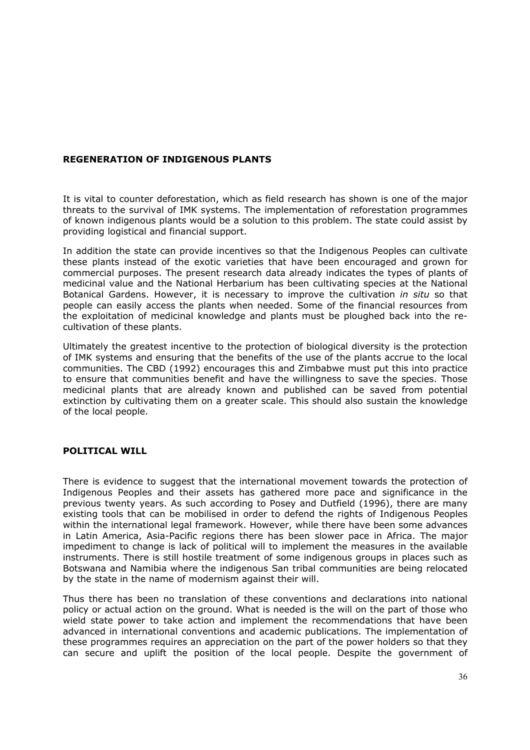## REGENERATION OF INDIGENOUS PLANTS

It is vital to counter deforestation, which as field research has shown is one of the major threats to the survival of IMK systems. The implementation of reforestation programmes of known indigenous plants would be a solution to this problem. The state could assist by providing logistical and financial support.

In addition the state can provide incentives so that the Indigenous Peoples can cultivate these plants instead of the exotic varieties that have been encouraged and grown for commercial purposes. The present research data already indicates the types of plants of medicinal value and the National Herbarium has been cultivating species at the National Botanical Gardens. However, it is necessary to improve the cultivation *in situ* so that people can easily access the plants when needed. Some of the financial resources from the exploitation of medicinal knowledge and plants must be ploughed back into the re-cultivation of these plants.

Ultimately the greatest incentive to the protection of biological diversity is the protection of IMK systems and ensuring that the benefits of the use of the plants accrue to the local communities. The CBD (1992) encourages this and Zimbabwe must put this into practice to ensure that communities benefit and have the willingness to save the species. Those medicinal plants that are already known and published can be saved from potential extinction by cultivating them on a greater scale. This should also sustain the knowledge of the local people.

## POLITICAL WILL

There is evidence to suggest that the international movement towards the protection of Indigenous Peoples and their assets has gathered more pace and significance in the previous twenty years. As such according to Posey and Dutfield (1996), there are many existing tools that can be mobilised in order to defend the rights of Indigenous Peoples within the international legal framework. However, while there have been some advances in Latin America, Asia-Pacific regions there has been slower pace in Africa. The major impediment to change is lack of political will to implement the measures in the available instruments. There is still hostile treatment of some indigenous groups in places such as Botswana and Namibia where the indigenous San tribal communities are being relocated by the state in the name of modernism against their will.

Thus there has been no translation of these conventions and declarations into national policy or actual action on the ground. What is needed is the will on the part of those who wield state power to take action and implement the recommendations that have been advanced in international conventions and academic publications. The implementation of these programmes requires an appreciation on the part of the power holders so that they can secure and uplift the position of the local people. Despite the government of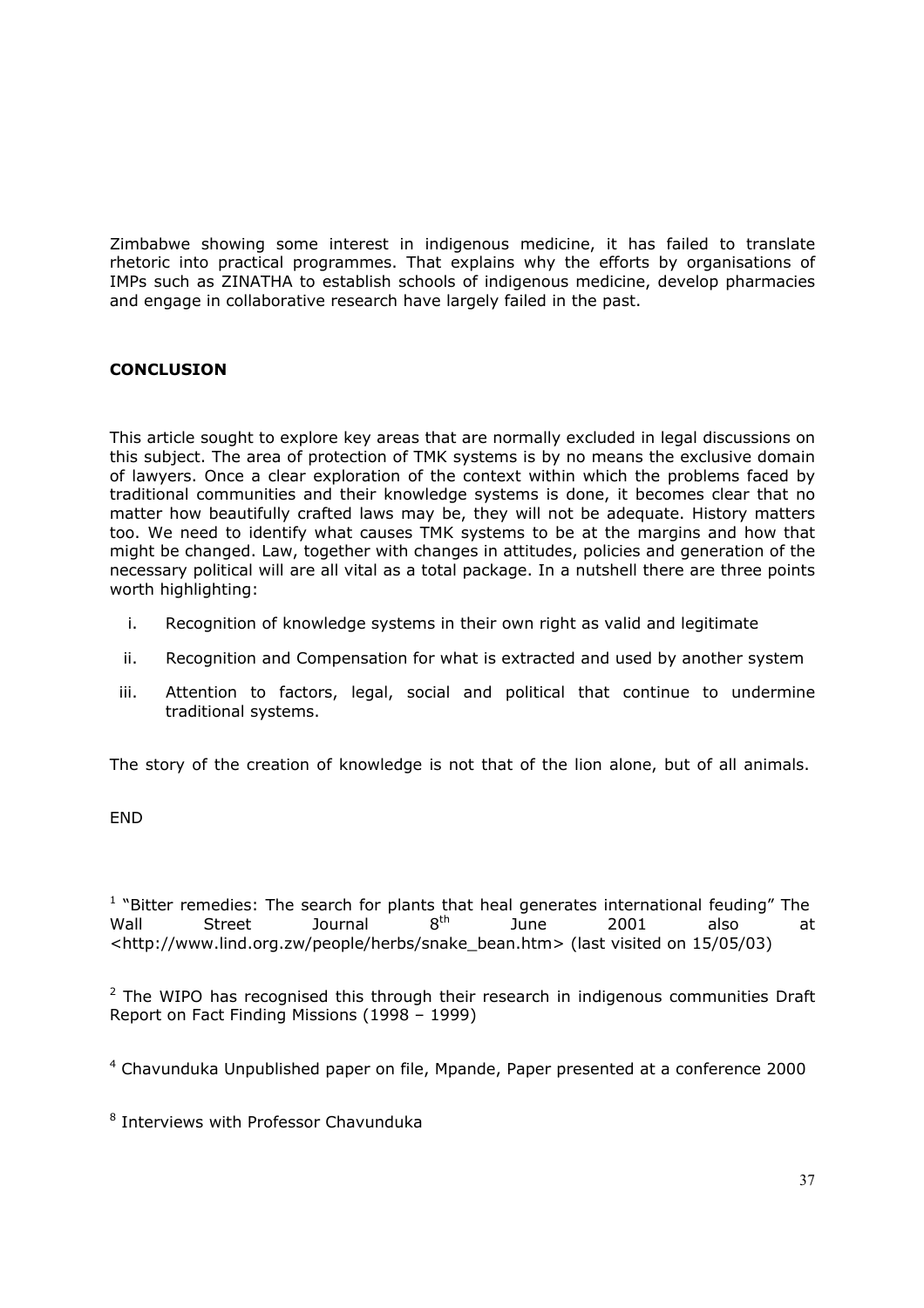Zimbabwe showing some interest in indigenous medicine, it has failed to translate rhetoric into practical programmes. That explains why the efforts by organisations of IMPs such as ZINATHA to establish schools of indigenous medicine, develop pharmacies and engage in collaborative research have largely failed in the past.

## CONCLUSION

This article sought to explore key areas that are normally excluded in legal discussions on this subject. The area of protection of TMK systems is by no means the exclusive domain of lawyers. Once a clear exploration of the context within which the problems faced by traditional communities and their knowledge systems is done, it becomes clear that no matter how beautifully crafted laws may be, they will not be adequate. History matters too. We need to identify what causes TMK systems to be at the margins and how that might be changed. Law, together with changes in attitudes, policies and generation of the necessary political will are all vital as a total package. In a nutshell there are three points worth highlighting:

i. Recognition of knowledge systems in their own right as valid and legitimate

ii. Recognition and Compensation for what is extracted and used by another system

iii. Attention to factors, legal, social and political that continue to undermine traditional systems.

The story of the creation of knowledge is not that of the lion alone, but of all animals.

END

[1] "Bitter remedies: The search for plants that heal generates international feuding" The Wall Street Journal 8th June 2001 also at <http://www.lind.org.zw/people/herbs/snake_bean.htm> (last visited on 15/05/03)

[2] The WIPO has recognised this through their research in indigenous communities Draft Report on Fact Finding Missions (1998 – 1999)

[4] Chavunduka Unpublished paper on file, Mpande, Paper presented at a conference 2000

[8] Interviews with Professor Chavunduka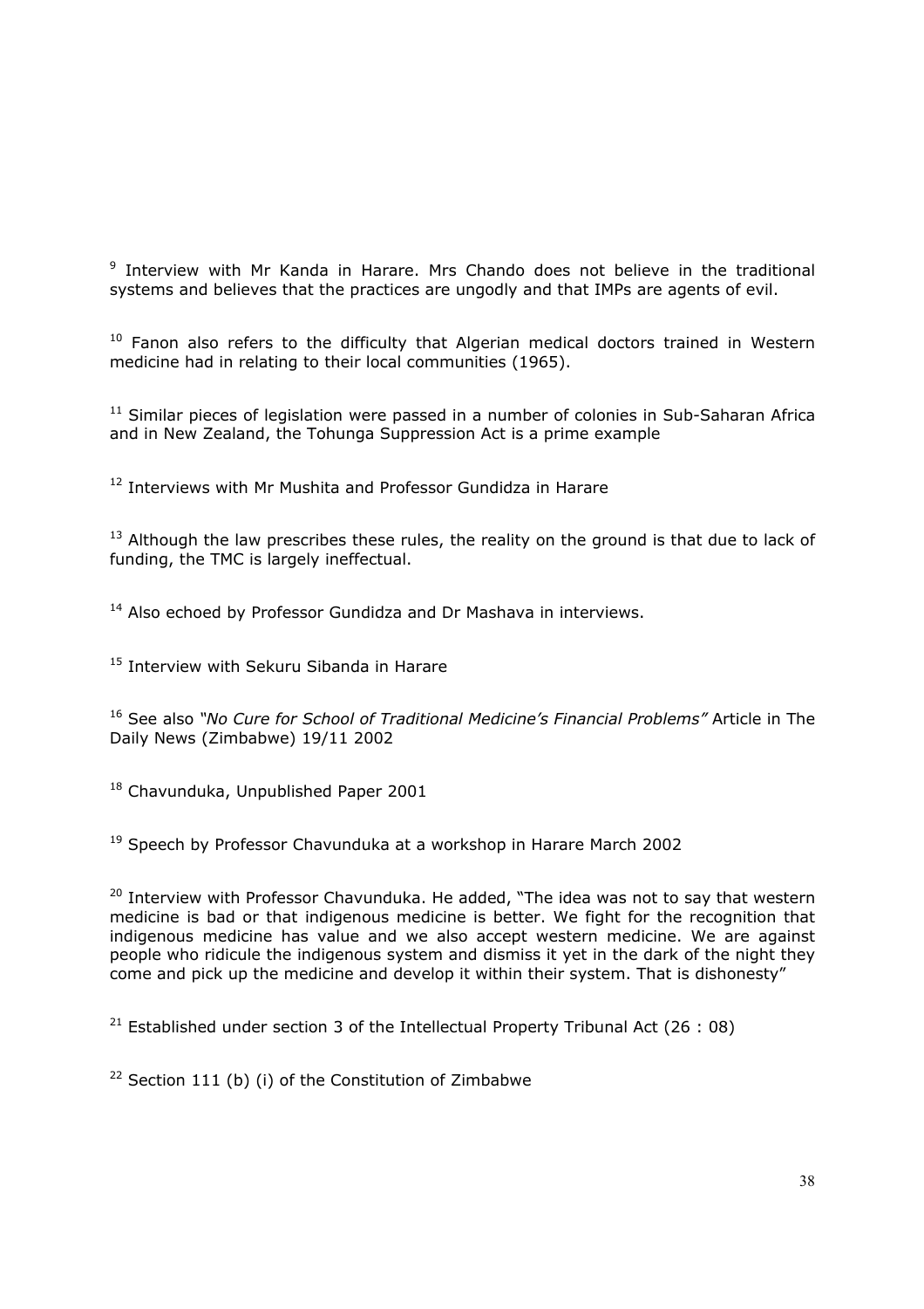[9] Interview with Mr Kanda in Harare. Mrs Chando does not believe in the traditional systems and believes that the practices are ungodly and that IMPs are agents of evil.

[10] Fanon also refers to the difficulty that Algerian medical doctors trained in Western medicine had in relating to their local communities (1965).

[11] Similar pieces of legislation were passed in a number of colonies in Sub-Saharan Africa and in New Zealand, the Tohunga Suppression Act is a prime example

[12] Interviews with Mr Mushita and Professor Gundidza in Harare

[13] Although the law prescribes these rules, the reality on the ground is that due to lack of funding, the TMC is largely ineffectual.

[14] Also echoed by Professor Gundidza and Dr Mashava in interviews.

[15] Interview with Sekuru Sibanda in Harare

[16] See also *"No Cure for School of Traditional Medicine's Financial Problems"* Article in The Daily News (Zimbabwe) 19/11 2002

[18] Chavunduka, Unpublished Paper 2001

[19] Speech by Professor Chavunduka at a workshop in Harare March 2002

[20] Interview with Professor Chavunduka. He added, "The idea was not to say that western medicine is bad or that indigenous medicine is better. We fight for the recognition that indigenous medicine has value and we also accept western medicine. We are against people who ridicule the indigenous system and dismiss it yet in the dark of the night they come and pick up the medicine and develop it within their system. That is dishonesty"

[21] Established under section 3 of the Intellectual Property Tribunal Act (26 : 08)

[22] Section 111 (b) (i) of the Constitution of Zimbabwe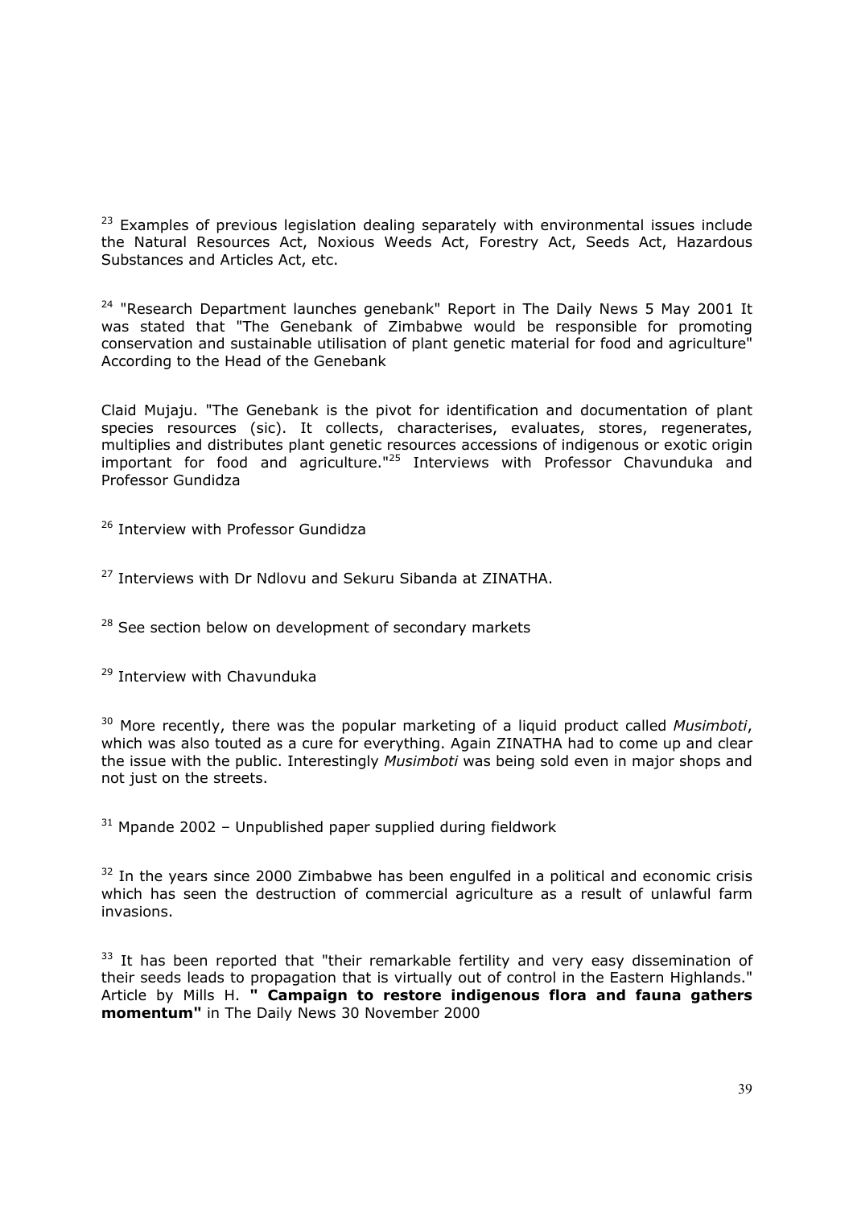[23] Examples of previous legislation dealing separately with environmental issues include the Natural Resources Act, Noxious Weeds Act, Forestry Act, Seeds Act, Hazardous Substances and Articles Act, etc.

[24] "Research Department launches genebank" Report in The Daily News 5 May 2001 It was stated that "The Genebank of Zimbabwe would be responsible for promoting conservation and sustainable utilisation of plant genetic material for food and agriculture" According to the Head of the Genebank

Claid Mujaju. "The Genebank is the pivot for identification and documentation of plant species resources (sic). It collects, characterises, evaluates, stores, regenerates, multiplies and distributes plant genetic resources accessions of indigenous or exotic origin important for food and agriculture."[25] Interviews with Professor Chavunduka and Professor Gundidza

[26] Interview with Professor Gundidza

[27] Interviews with Dr Ndlovu and Sekuru Sibanda at ZINATHA.

[28] See section below on development of secondary markets

[29] Interview with Chavunduka

[30] More recently, there was the popular marketing of a liquid product called *Musimboti*, which was also touted as a cure for everything. Again ZINATHA had to come up and clear the issue with the public. Interestingly *Musimboti* was being sold even in major shops and not just on the streets.

[31] Mpande 2002 – Unpublished paper supplied during fieldwork

[32] In the years since 2000 Zimbabwe has been engulfed in a political and economic crisis which has seen the destruction of commercial agriculture as a result of unlawful farm invasions.

[33] It has been reported that "their remarkable fertility and very easy dissemination of their seeds leads to propagation that is virtually out of control in the Eastern Highlands." Article by Mills H. **" Campaign to restore indigenous flora and fauna gathers momentum"** in The Daily News 30 November 2000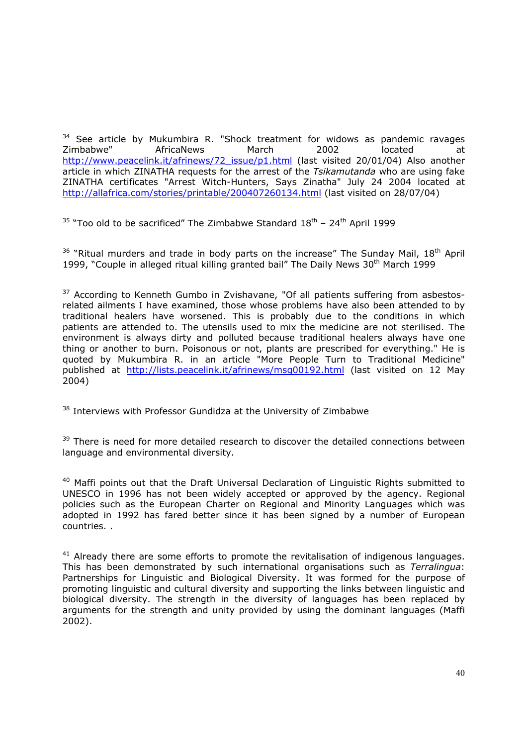[34] See article by Mukumbira R. "Shock treatment for widows as pandemic ravages Zimbabwe" AfricaNews March 2002 located at http://www.peacelink.it/afrinews/72_issue/p1.html (last visited 20/01/04) Also another article in which ZINATHA requests for the arrest of the *Tsikamutanda* who are using fake ZINATHA certificates "Arrest Witch-Hunters, Says Zinatha" July 24 2004 located at http://allafrica.com/stories/printable/200407260134.html (last visited on 28/07/04)

[35] "Too old to be sacrificed" The Zimbabwe Standard 18th – 24th April 1999

[36] "Ritual murders and trade in body parts on the increase" The Sunday Mail, 18th April 1999, "Couple in alleged ritual killing granted bail" The Daily News 30th March 1999

[37] According to Kenneth Gumbo in Zvishavane, "Of all patients suffering from asbestos-related ailments I have examined, those whose problems have also been attended to by traditional healers have worsened. This is probably due to the conditions in which patients are attended to. The utensils used to mix the medicine are not sterilised. The environment is always dirty and polluted because traditional healers always have one thing or another to burn. Poisonous or not, plants are prescribed for everything." He is quoted by Mukumbira R. in an article "More People Turn to Traditional Medicine" published at http://lists.peacelink.it/afrinews/msg00192.html (last visited on 12 May 2004)

[38] Interviews with Professor Gundidza at the University of Zimbabwe

[39] There is need for more detailed research to discover the detailed connections between language and environmental diversity.

[40] Maffi points out that the Draft Universal Declaration of Linguistic Rights submitted to UNESCO in 1996 has not been widely accepted or approved by the agency. Regional policies such as the European Charter on Regional and Minority Languages which was adopted in 1992 has fared better since it has been signed by a number of European countries. .

[41] Already there are some efforts to promote the revitalisation of indigenous languages. This has been demonstrated by such international organisations such as *Terralingua*: Partnerships for Linguistic and Biological Diversity. It was formed for the purpose of promoting linguistic and cultural diversity and supporting the links between linguistic and biological diversity. The strength in the diversity of languages has been replaced by arguments for the strength and unity provided by using the dominant languages (Maffi 2002).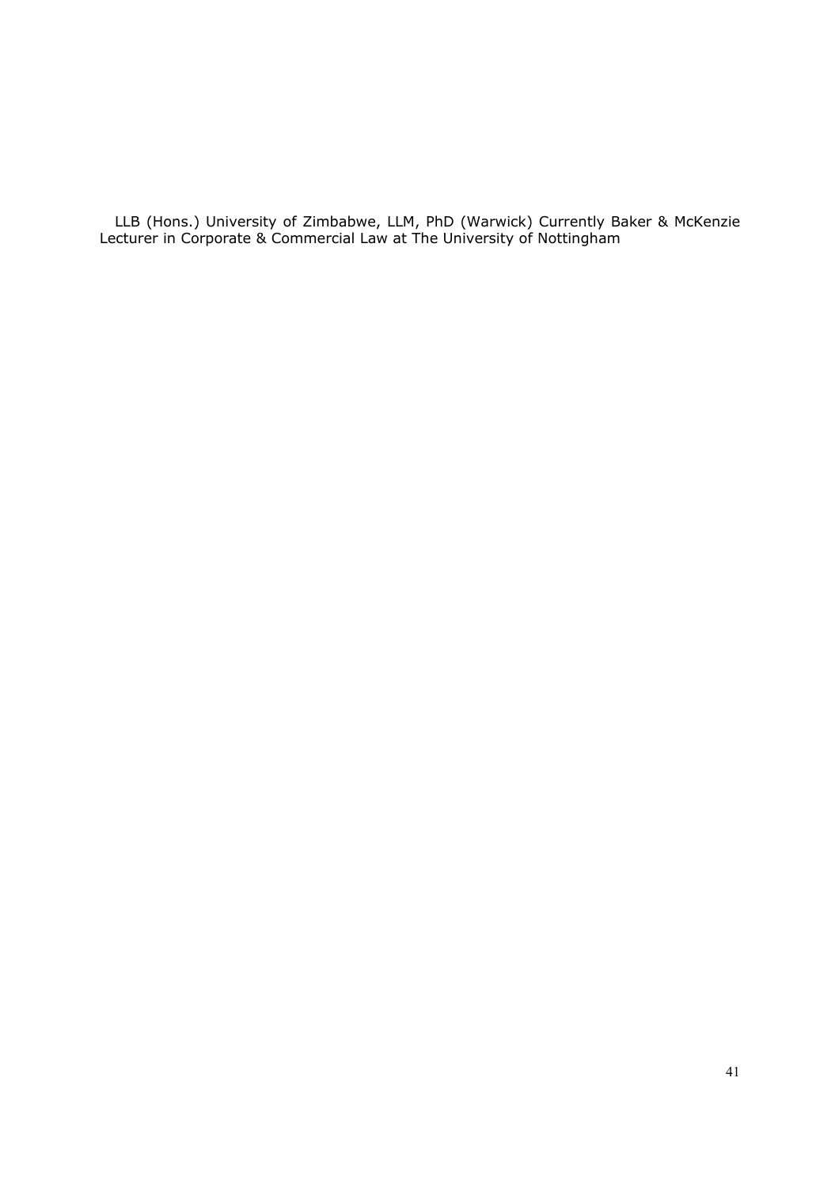LLB (Hons.) University of Zimbabwe, LLM, PhD (Warwick) Currently Baker & McKenzie Lecturer in Corporate & Commercial Law at The University of Nottingham